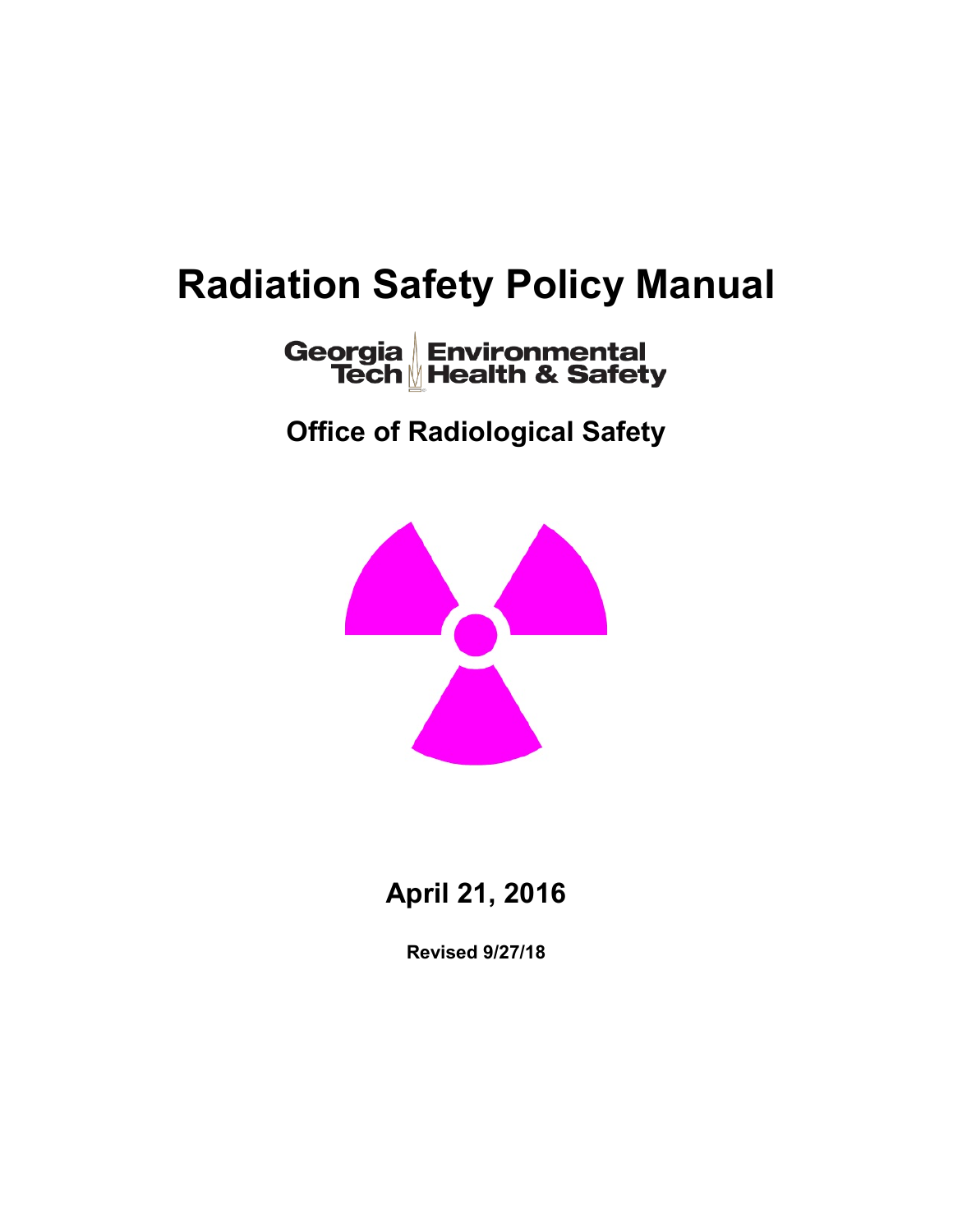# Radiation Safety Policy Manual

Georgia Tech Environmental Health & Safety

## Office of Radiological Safety

**April 21, 2016**

**Revised 9/27/18**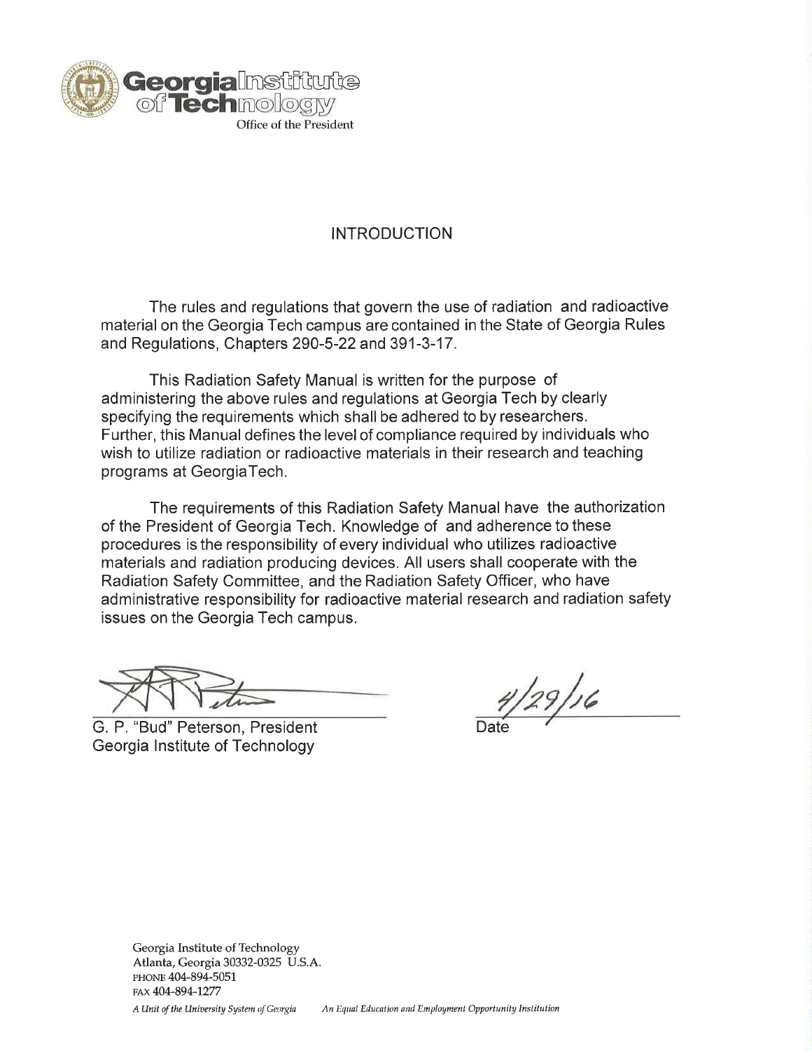Georgia Institute of Technology

Office of the President

# INTRODUCTION

The rules and regulations that govern the use of radiation and radioactive material on the Georgia Tech campus are contained in the State of Georgia Rules and Regulations, Chapters 290-5-22 and 391-3-17.

This Radiation Safety Manual is written for the purpose of administering the above rules and regulations at Georgia Tech by clearly specifying the requirements which shall be adhered to by researchers. Further, this Manual defines the level of compliance required by individuals who wish to utilize radiation or radioactive materials in their research and teaching programs at GeorgiaTech.

The requirements of this Radiation Safety Manual have the authorization of the President of Georgia Tech. Knowledge of and adherence to these procedures is the responsibility of every individual who utilizes radioactive materials and radiation producing devices. All users shall cooperate with the Radiation Safety Committee, and the Radiation Safety Officer, who have administrative responsibility for radioactive material research and radiation safety issues on the Georgia Tech campus.

G. P. "Bud" Peterson, President
Georgia Institute of Technology

4/29/16
Date

Georgia Institute of Technology
Atlanta, Georgia 30332-0325 U.S.A.
PHONE 404-894-5051
FAX 404-894-1277

*A Unit of the University System of Georgia* *An Equal Education and Employment Opportunity Institution*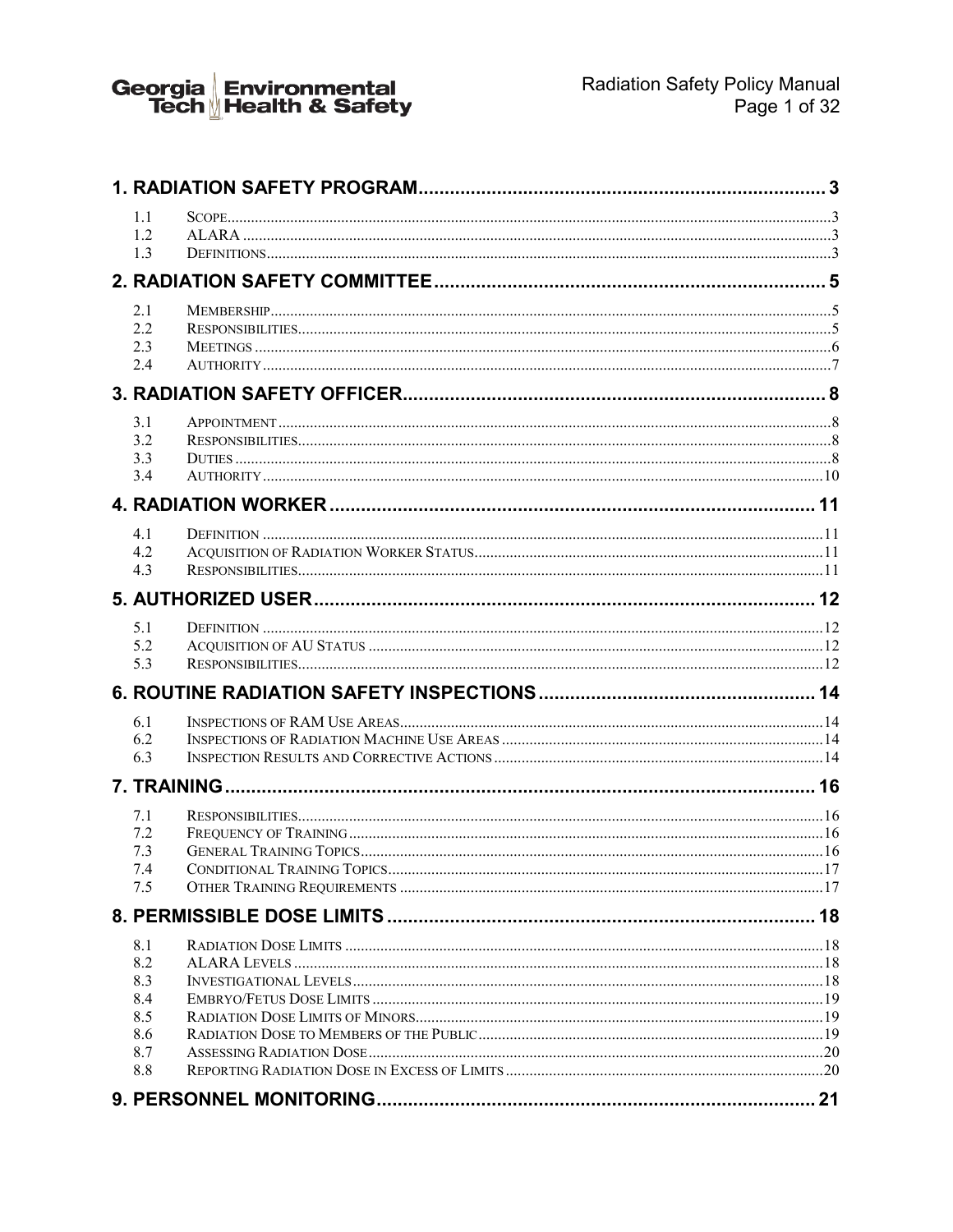**1. RADIATION SAFETY PROGRAM** ........ 3

- 1.1 SCOPE ........ 3
- 1.2 ALARA ........ 3
- 1.3 DEFINITIONS ........ 3

**2. RADIATION SAFETY COMMITTEE** ........ 5

- 2.1 MEMBERSHIP ........ 5
- 2.2 RESPONSIBILITIES ........ 5
- 2.3 MEETINGS ........ 6
- 2.4 AUTHORITY ........ 7

**3. RADIATION SAFETY OFFICER** ........ 8

- 3.1 APPOINTMENT ........ 8
- 3.2 RESPONSIBILITIES ........ 8
- 3.3 DUTIES ........ 8
- 3.4 AUTHORITY ........ 10

**4. RADIATION WORKER** ........ 11

- 4.1 DEFINITION ........ 11
- 4.2 ACQUISITION OF RADIATION WORKER STATUS ........ 11
- 4.3 RESPONSIBILITIES ........ 11

**5. AUTHORIZED USER** ........ 12

- 5.1 DEFINITION ........ 12
- 5.2 ACQUISITION OF AU STATUS ........ 12
- 5.3 RESPONSIBILITIES ........ 12

**6. ROUTINE RADIATION SAFETY INSPECTIONS** ........ 14

- 6.1 INSPECTIONS OF RAM USE AREAS ........ 14
- 6.2 INSPECTIONS OF RADIATION MACHINE USE AREAS ........ 14
- 6.3 INSPECTION RESULTS AND CORRECTIVE ACTIONS ........ 14

**7. TRAINING** ........ 16

- 7.1 RESPONSIBILITIES ........ 16
- 7.2 FREQUENCY OF TRAINING ........ 16
- 7.3 GENERAL TRAINING TOPICS ........ 16
- 7.4 CONDITIONAL TRAINING TOPICS ........ 17
- 7.5 OTHER TRAINING REQUIREMENTS ........ 17

**8. PERMISSIBLE DOSE LIMITS** ........ 18

- 8.1 RADIATION DOSE LIMITS ........ 18
- 8.2 ALARA LEVELS ........ 18
- 8.3 INVESTIGATIONAL LEVELS ........ 18
- 8.4 EMBRYO/FETUS DOSE LIMITS ........ 19
- 8.5 RADIATION DOSE LIMITS OF MINORS ........ 19
- 8.6 RADIATION DOSE TO MEMBERS OF THE PUBLIC ........ 19
- 8.7 ASSESSING RADIATION DOSE ........ 20
- 8.8 REPORTING RADIATION DOSE IN EXCESS OF LIMITS ........ 20

**9. PERSONNEL MONITORING** ........ 21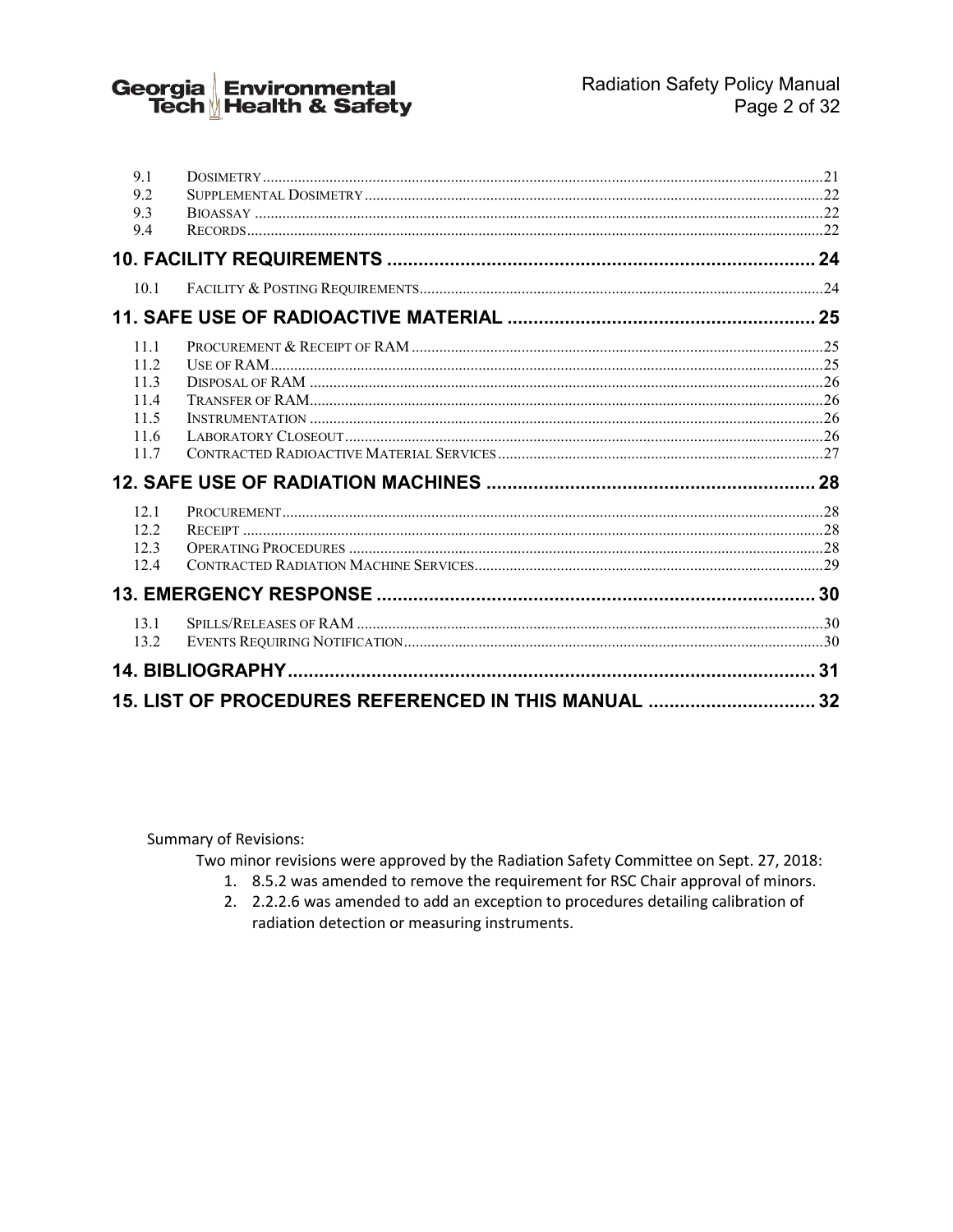9.1 Dosimetry ........ 21
9.2 Supplemental Dosimetry ........ 22
9.3 Bioassay ........ 22
9.4 Records ........ 22

**10. FACILITY REQUIREMENTS ........ 24**

10.1 Facility & Posting Requirements ........ 24

**11. SAFE USE OF RADIOACTIVE MATERIAL ........ 25**

11.1 Procurement & Receipt of RAM ........ 25
11.2 Use of RAM ........ 25
11.3 Disposal of RAM ........ 26
11.4 Transfer of RAM ........ 26
11.5 Instrumentation ........ 26
11.6 Laboratory Closeout ........ 26
11.7 Contracted Radioactive Material Services ........ 27

**12. SAFE USE OF RADIATION MACHINES ........ 28**

12.1 Procurement ........ 28
12.2 Receipt ........ 28
12.3 Operating Procedures ........ 28
12.4 Contracted Radiation Machine Services ........ 29

**13. EMERGENCY RESPONSE ........ 30**

13.1 Spills/Releases of RAM ........ 30
13.2 Events Requiring Notification ........ 30

**14. BIBLIOGRAPHY ........ 31**

**15. LIST OF PROCEDURES REFERENCED IN THIS MANUAL ........ 32**

Summary of Revisions:

Two minor revisions were approved by the Radiation Safety Committee on Sept. 27, 2018:

1. 8.5.2 was amended to remove the requirement for RSC Chair approval of minors.
2. 2.2.2.6 was amended to add an exception to procedures detailing calibration of radiation detection or measuring instruments.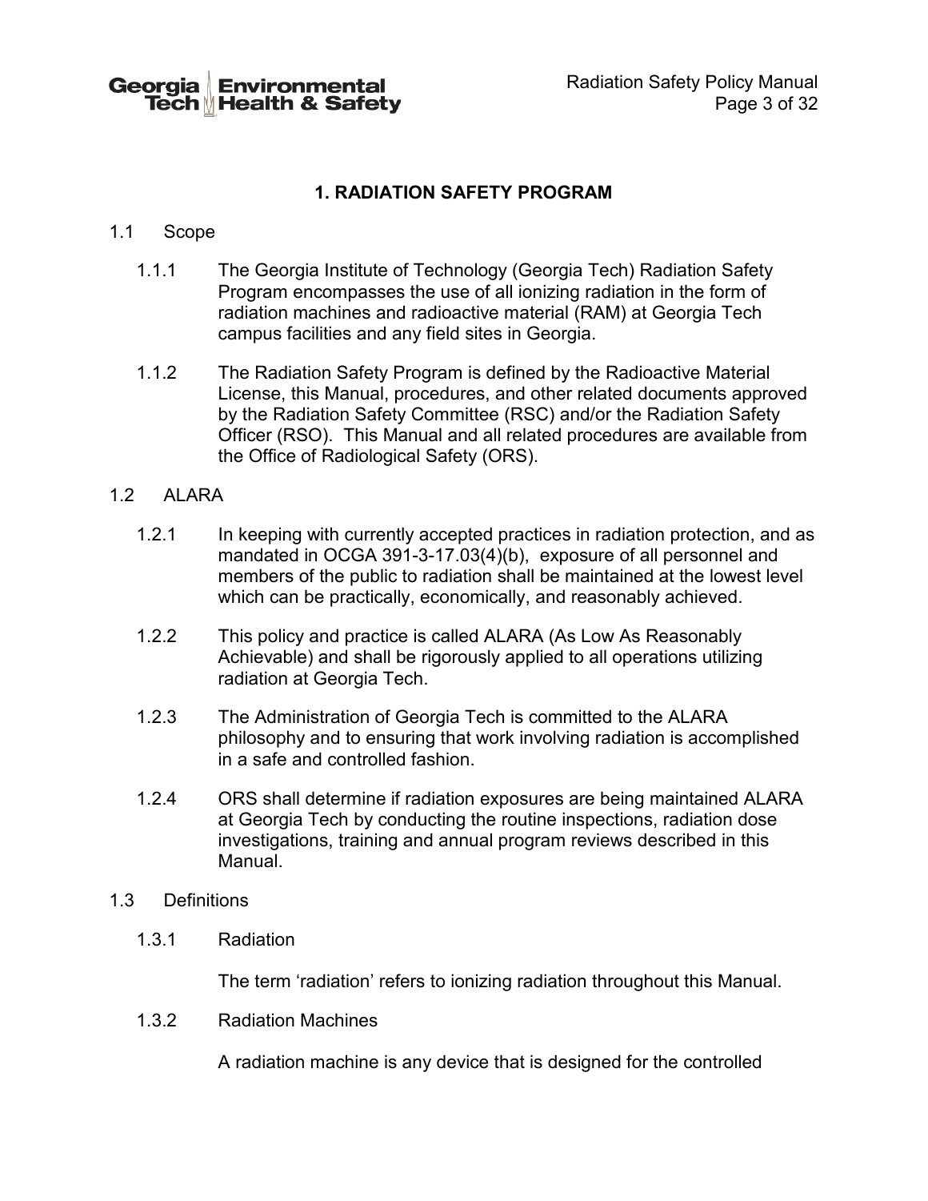# 1. RADIATION SAFETY PROGRAM

## 1.1 Scope

1.1.1 The Georgia Institute of Technology (Georgia Tech) Radiation Safety Program encompasses the use of all ionizing radiation in the form of radiation machines and radioactive material (RAM) at Georgia Tech campus facilities and any field sites in Georgia.

1.1.2 The Radiation Safety Program is defined by the Radioactive Material License, this Manual, procedures, and other related documents approved by the Radiation Safety Committee (RSC) and/or the Radiation Safety Officer (RSO). This Manual and all related procedures are available from the Office of Radiological Safety (ORS).

## 1.2 ALARA

1.2.1 In keeping with currently accepted practices in radiation protection, and as mandated in OCGA 391-3-17.03(4)(b), exposure of all personnel and members of the public to radiation shall be maintained at the lowest level which can be practically, economically, and reasonably achieved.

1.2.2 This policy and practice is called ALARA (As Low As Reasonably Achievable) and shall be rigorously applied to all operations utilizing radiation at Georgia Tech.

1.2.3 The Administration of Georgia Tech is committed to the ALARA philosophy and to ensuring that work involving radiation is accomplished in a safe and controlled fashion.

1.2.4 ORS shall determine if radiation exposures are being maintained ALARA at Georgia Tech by conducting the routine inspections, radiation dose investigations, training and annual program reviews described in this Manual.

## 1.3 Definitions

### 1.3.1 Radiation

The term 'radiation' refers to ionizing radiation throughout this Manual.

### 1.3.2 Radiation Machines

A radiation machine is any device that is designed for the controlled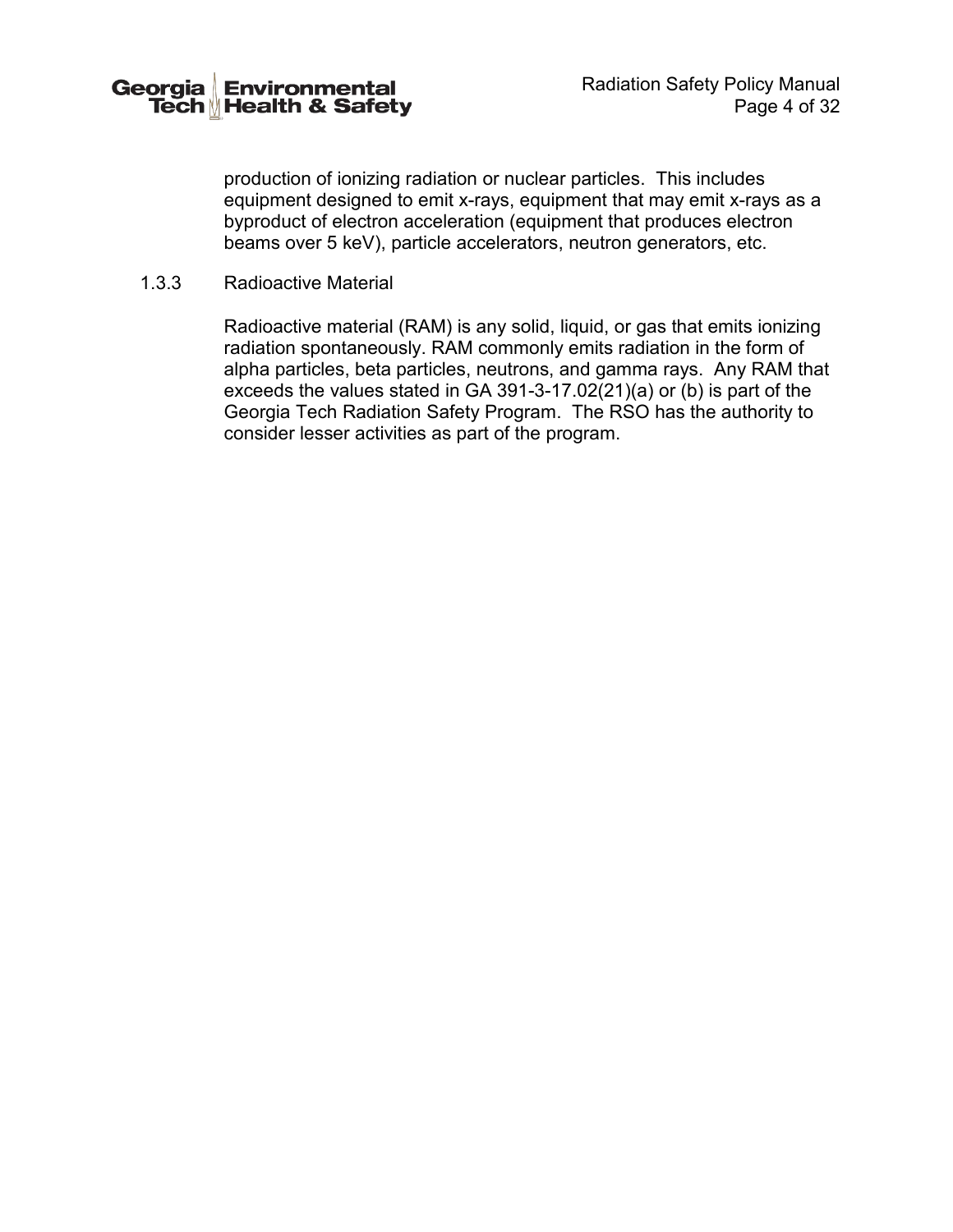production of ionizing radiation or nuclear particles. This includes equipment designed to emit x-rays, equipment that may emit x-rays as a byproduct of electron acceleration (equipment that produces electron beams over 5 keV), particle accelerators, neutron generators, etc.

### 1.3.3 Radioactive Material

Radioactive material (RAM) is any solid, liquid, or gas that emits ionizing radiation spontaneously. RAM commonly emits radiation in the form of alpha particles, beta particles, neutrons, and gamma rays. Any RAM that exceeds the values stated in GA 391-3-17.02(21)(a) or (b) is part of the Georgia Tech Radiation Safety Program. The RSO has the authority to consider lesser activities as part of the program.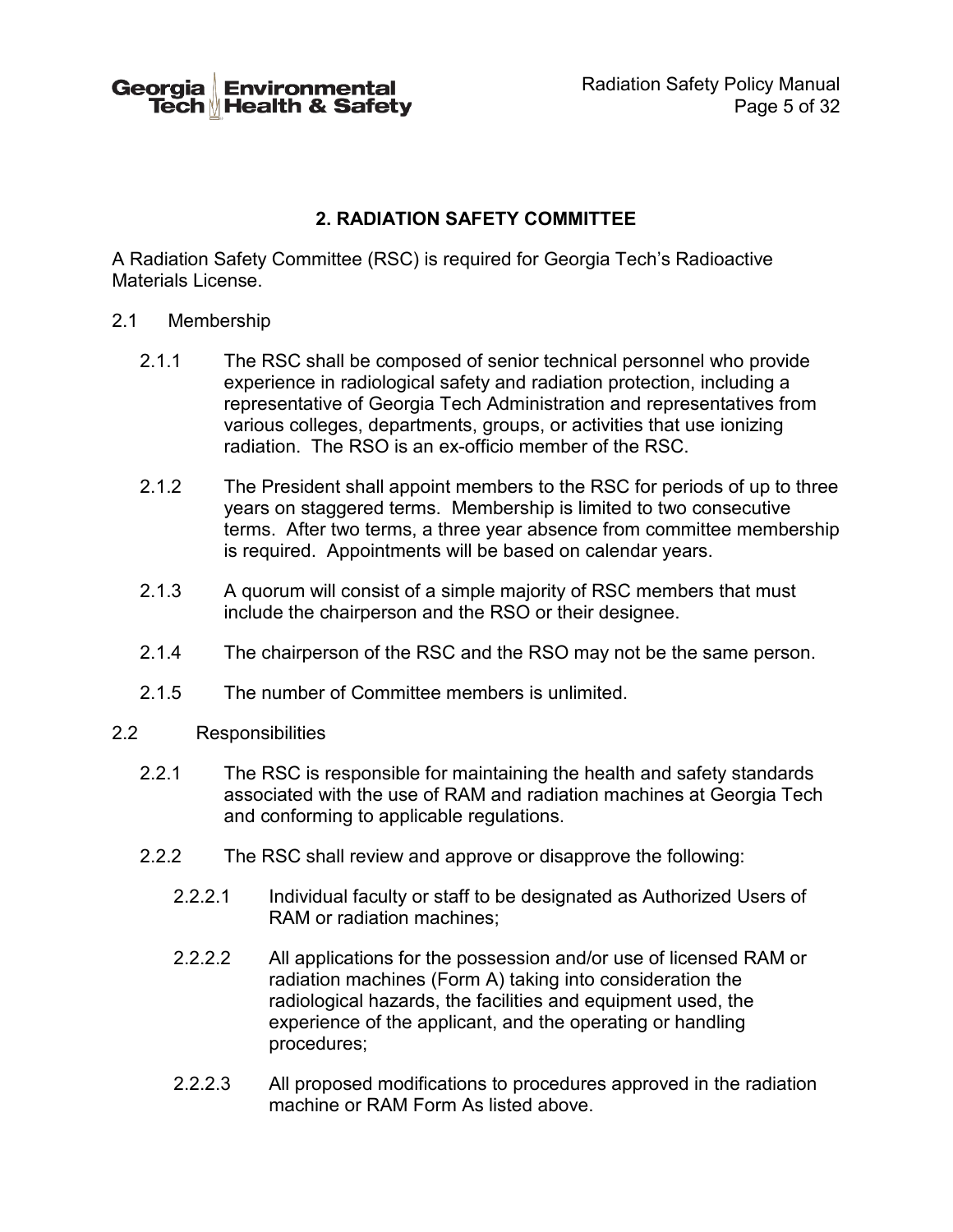## 2. RADIATION SAFETY COMMITTEE

A Radiation Safety Committee (RSC) is required for Georgia Tech's Radioactive Materials License.

2.1 Membership

2.1.1 The RSC shall be composed of senior technical personnel who provide experience in radiological safety and radiation protection, including a representative of Georgia Tech Administration and representatives from various colleges, departments, groups, or activities that use ionizing radiation. The RSO is an ex-officio member of the RSC.

2.1.2 The President shall appoint members to the RSC for periods of up to three years on staggered terms. Membership is limited to two consecutive terms. After two terms, a three year absence from committee membership is required. Appointments will be based on calendar years.

2.1.3 A quorum will consist of a simple majority of RSC members that must include the chairperson and the RSO or their designee.

2.1.4 The chairperson of the RSC and the RSO may not be the same person.

2.1.5 The number of Committee members is unlimited.

2.2 Responsibilities

2.2.1 The RSC is responsible for maintaining the health and safety standards associated with the use of RAM and radiation machines at Georgia Tech and conforming to applicable regulations.

2.2.2 The RSC shall review and approve or disapprove the following:

2.2.2.1 Individual faculty or staff to be designated as Authorized Users of RAM or radiation machines;

2.2.2.2 All applications for the possession and/or use of licensed RAM or radiation machines (Form A) taking into consideration the radiological hazards, the facilities and equipment used, the experience of the applicant, and the operating or handling procedures;

2.2.2.3 All proposed modifications to procedures approved in the radiation machine or RAM Form As listed above.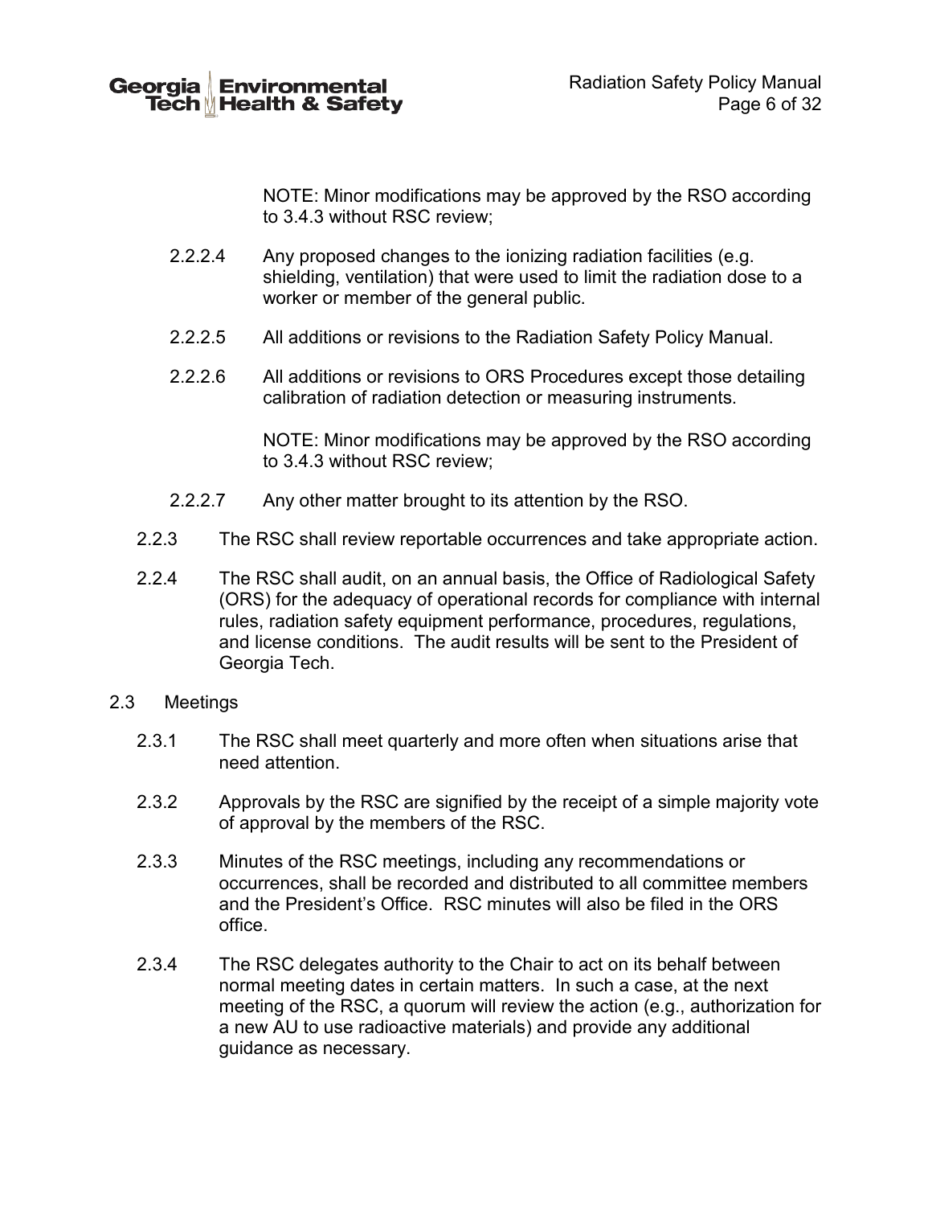NOTE: Minor modifications may be approved by the RSO according to 3.4.3 without RSC review;

2.2.2.4 Any proposed changes to the ionizing radiation facilities (e.g. shielding, ventilation) that were used to limit the radiation dose to a worker or member of the general public.

2.2.2.5 All additions or revisions to the Radiation Safety Policy Manual.

2.2.2.6 All additions or revisions to ORS Procedures except those detailing calibration of radiation detection or measuring instruments.

NOTE: Minor modifications may be approved by the RSO according to 3.4.3 without RSC review;

2.2.2.7 Any other matter brought to its attention by the RSO.

2.2.3 The RSC shall review reportable occurrences and take appropriate action.

2.2.4 The RSC shall audit, on an annual basis, the Office of Radiological Safety (ORS) for the adequacy of operational records for compliance with internal rules, radiation safety equipment performance, procedures, regulations, and license conditions. The audit results will be sent to the President of Georgia Tech.

## 2.3 Meetings

2.3.1 The RSC shall meet quarterly and more often when situations arise that need attention.

2.3.2 Approvals by the RSC are signified by the receipt of a simple majority vote of approval by the members of the RSC.

2.3.3 Minutes of the RSC meetings, including any recommendations or occurrences, shall be recorded and distributed to all committee members and the President's Office. RSC minutes will also be filed in the ORS office.

2.3.4 The RSC delegates authority to the Chair to act on its behalf between normal meeting dates in certain matters. In such a case, at the next meeting of the RSC, a quorum will review the action (e.g., authorization for a new AU to use radioactive materials) and provide any additional guidance as necessary.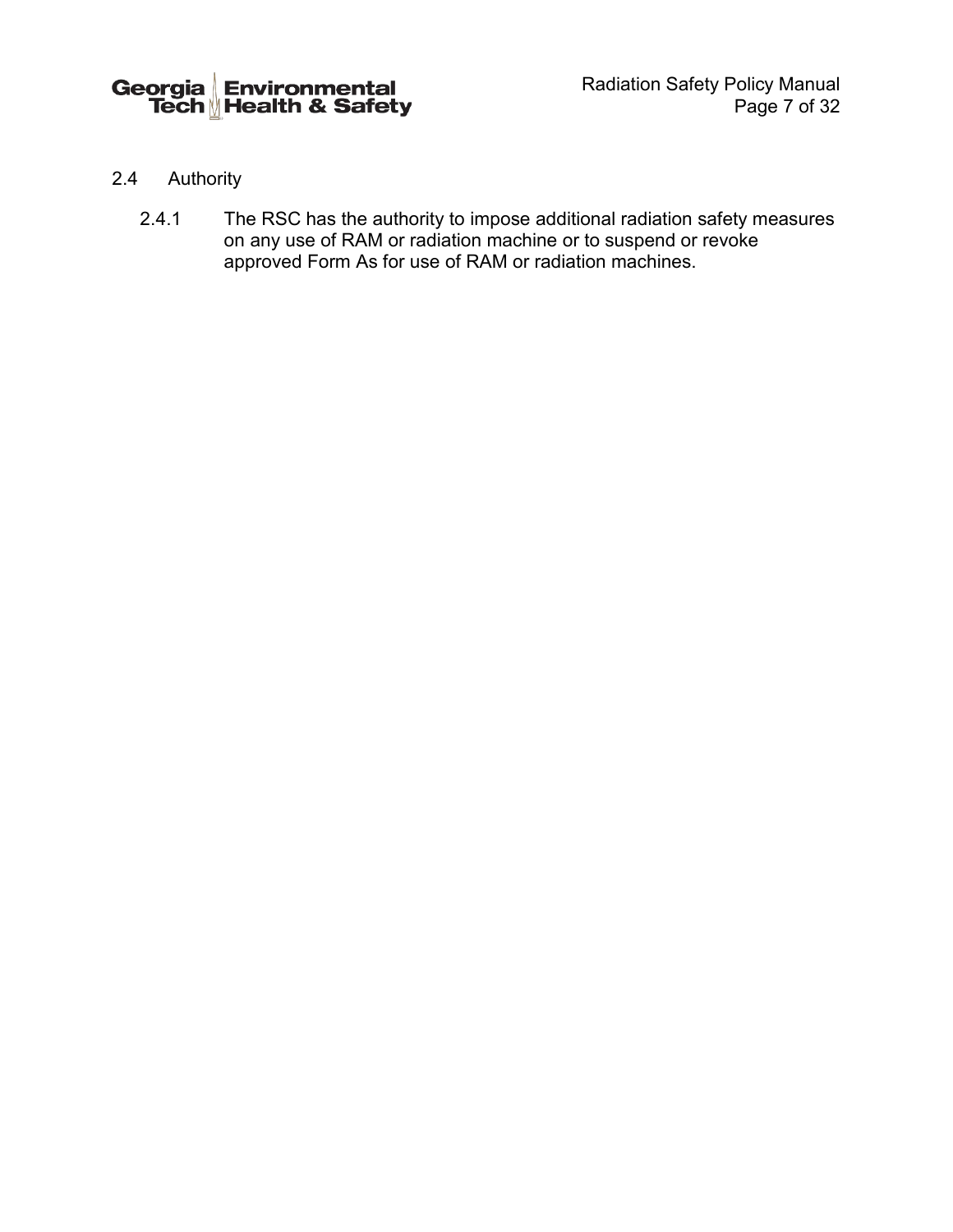## 2.4 Authority

2.4.1 The RSC has the authority to impose additional radiation safety measures on any use of RAM or radiation machine or to suspend or revoke approved Form As for use of RAM or radiation machines.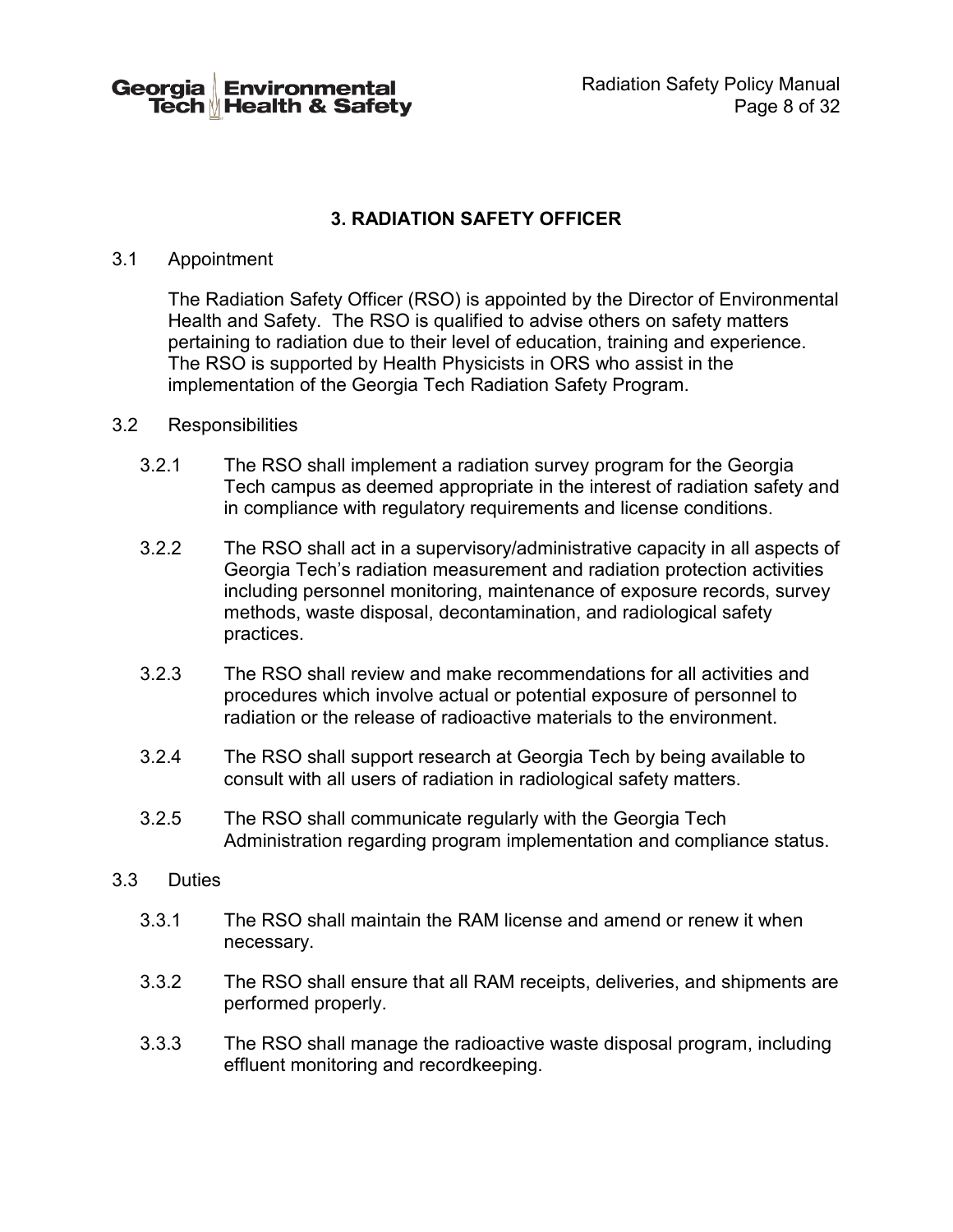# 3. RADIATION SAFETY OFFICER

3.1 Appointment

The Radiation Safety Officer (RSO) is appointed by the Director of Environmental Health and Safety. The RSO is qualified to advise others on safety matters pertaining to radiation due to their level of education, training and experience. The RSO is supported by Health Physicists in ORS who assist in the implementation of the Georgia Tech Radiation Safety Program.

3.2 Responsibilities

3.2.1 The RSO shall implement a radiation survey program for the Georgia Tech campus as deemed appropriate in the interest of radiation safety and in compliance with regulatory requirements and license conditions.

3.2.2 The RSO shall act in a supervisory/administrative capacity in all aspects of Georgia Tech's radiation measurement and radiation protection activities including personnel monitoring, maintenance of exposure records, survey methods, waste disposal, decontamination, and radiological safety practices.

3.2.3 The RSO shall review and make recommendations for all activities and procedures which involve actual or potential exposure of personnel to radiation or the release of radioactive materials to the environment.

3.2.4 The RSO shall support research at Georgia Tech by being available to consult with all users of radiation in radiological safety matters.

3.2.5 The RSO shall communicate regularly with the Georgia Tech Administration regarding program implementation and compliance status.

3.3 Duties

3.3.1 The RSO shall maintain the RAM license and amend or renew it when necessary.

3.3.2 The RSO shall ensure that all RAM receipts, deliveries, and shipments are performed properly.

3.3.3 The RSO shall manage the radioactive waste disposal program, including effluent monitoring and recordkeeping.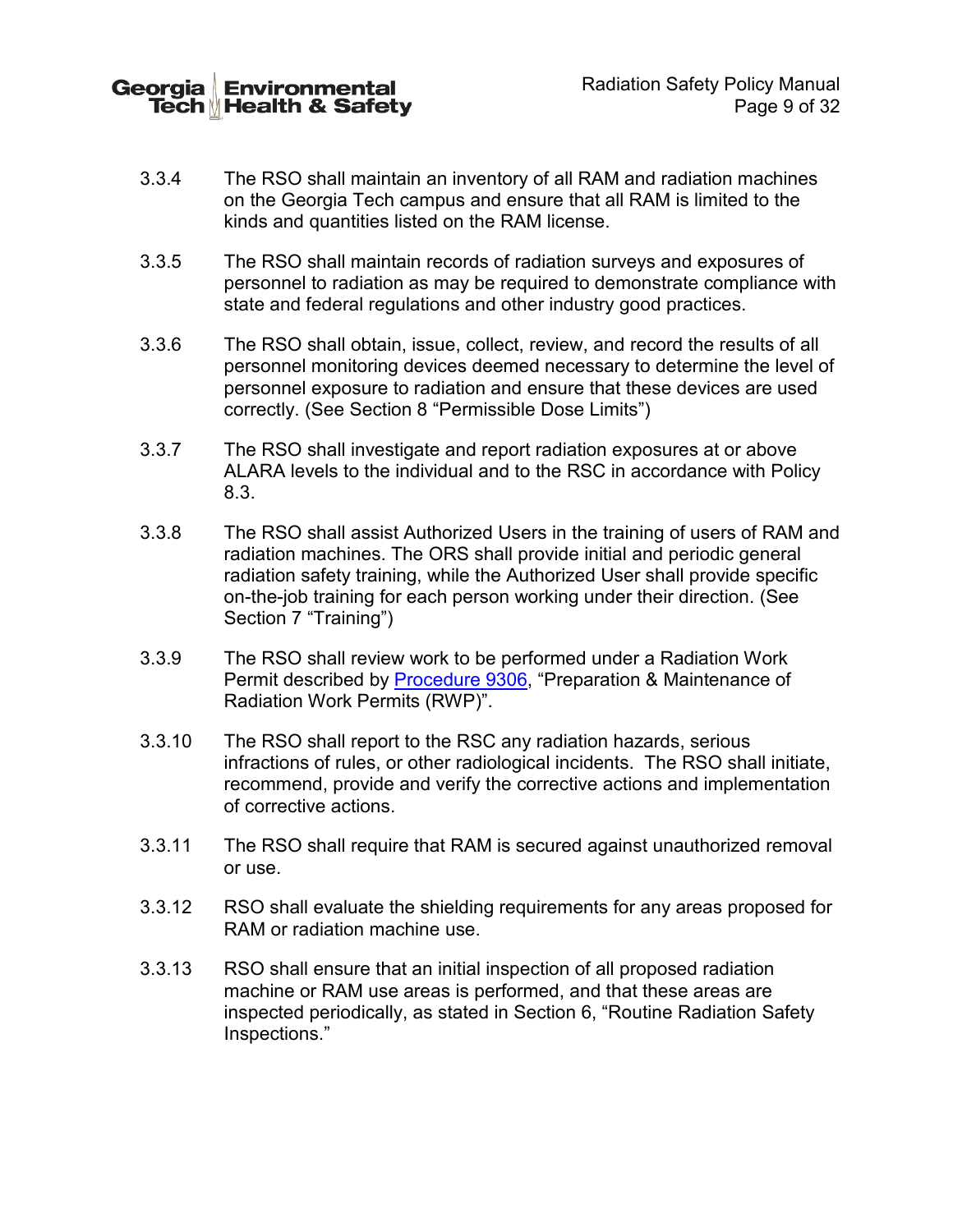3.3.4 The RSO shall maintain an inventory of all RAM and radiation machines on the Georgia Tech campus and ensure that all RAM is limited to the kinds and quantities listed on the RAM license.

3.3.5 The RSO shall maintain records of radiation surveys and exposures of personnel to radiation as may be required to demonstrate compliance with state and federal regulations and other industry good practices.

3.3.6 The RSO shall obtain, issue, collect, review, and record the results of all personnel monitoring devices deemed necessary to determine the level of personnel exposure to radiation and ensure that these devices are used correctly. (See Section 8 "Permissible Dose Limits")

3.3.7 The RSO shall investigate and report radiation exposures at or above ALARA levels to the individual and to the RSC in accordance with Policy 8.3.

3.3.8 The RSO shall assist Authorized Users in the training of users of RAM and radiation machines. The ORS shall provide initial and periodic general radiation safety training, while the Authorized User shall provide specific on-the-job training for each person working under their direction. (See Section 7 "Training")

3.3.9 The RSO shall review work to be performed under a Radiation Work Permit described by Procedure 9306, "Preparation & Maintenance of Radiation Work Permits (RWP)".

3.3.10 The RSO shall report to the RSC any radiation hazards, serious infractions of rules, or other radiological incidents. The RSO shall initiate, recommend, provide and verify the corrective actions and implementation of corrective actions.

3.3.11 The RSO shall require that RAM is secured against unauthorized removal or use.

3.3.12 RSO shall evaluate the shielding requirements for any areas proposed for RAM or radiation machine use.

3.3.13 RSO shall ensure that an initial inspection of all proposed radiation machine or RAM use areas is performed, and that these areas are inspected periodically, as stated in Section 6, "Routine Radiation Safety Inspections."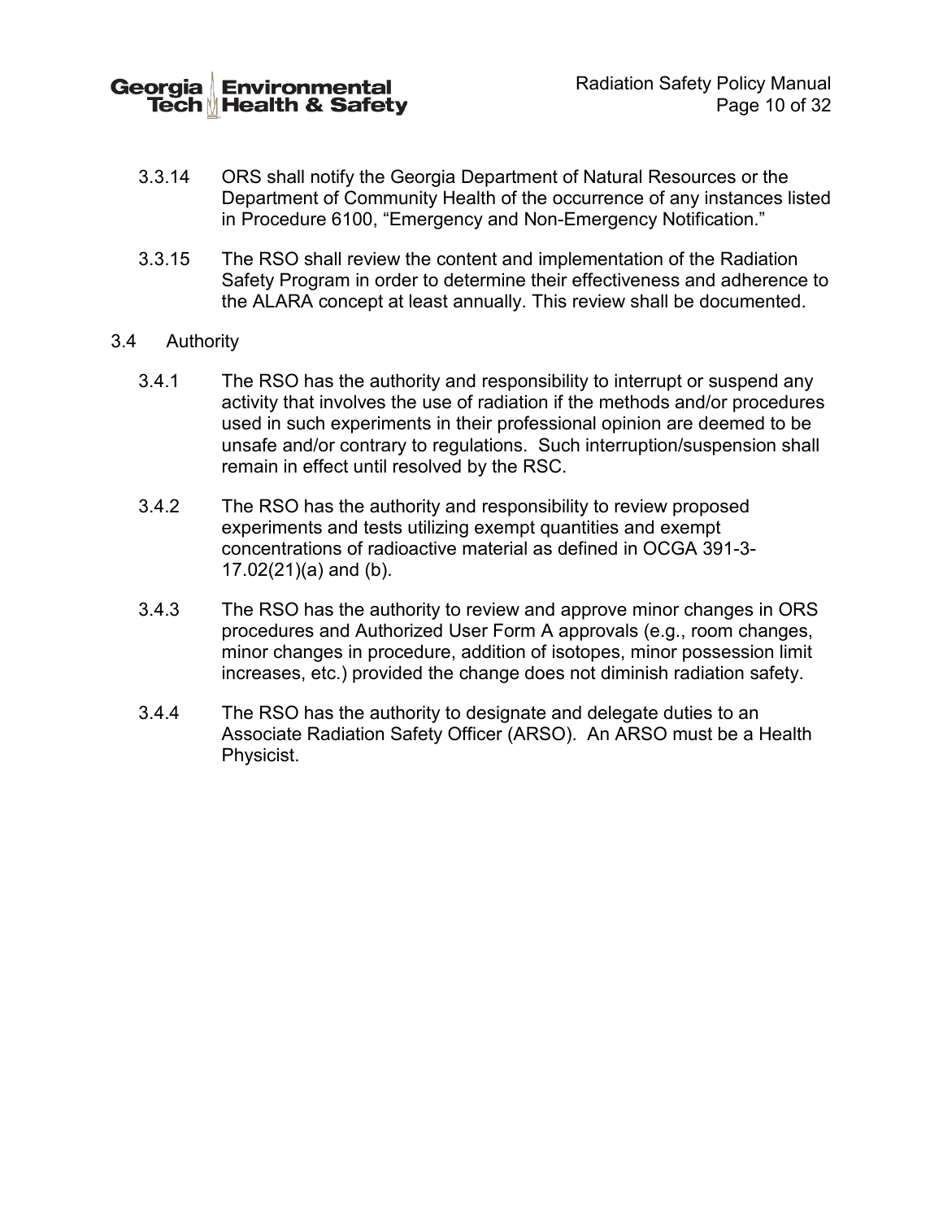3.3.14 ORS shall notify the Georgia Department of Natural Resources or the Department of Community Health of the occurrence of any instances listed in Procedure 6100, "Emergency and Non-Emergency Notification."

3.3.15 The RSO shall review the content and implementation of the Radiation Safety Program in order to determine their effectiveness and adherence to the ALARA concept at least annually. This review shall be documented.

## 3.4 Authority

3.4.1 The RSO has the authority and responsibility to interrupt or suspend any activity that involves the use of radiation if the methods and/or procedures used in such experiments in their professional opinion are deemed to be unsafe and/or contrary to regulations. Such interruption/suspension shall remain in effect until resolved by the RSC.

3.4.2 The RSO has the authority and responsibility to review proposed experiments and tests utilizing exempt quantities and exempt concentrations of radioactive material as defined in OCGA 391-3-17.02(21)(a) and (b).

3.4.3 The RSO has the authority to review and approve minor changes in ORS procedures and Authorized User Form A approvals (e.g., room changes, minor changes in procedure, addition of isotopes, minor possession limit increases, etc.) provided the change does not diminish radiation safety.

3.4.4 The RSO has the authority to designate and delegate duties to an Associate Radiation Safety Officer (ARSO). An ARSO must be a Health Physicist.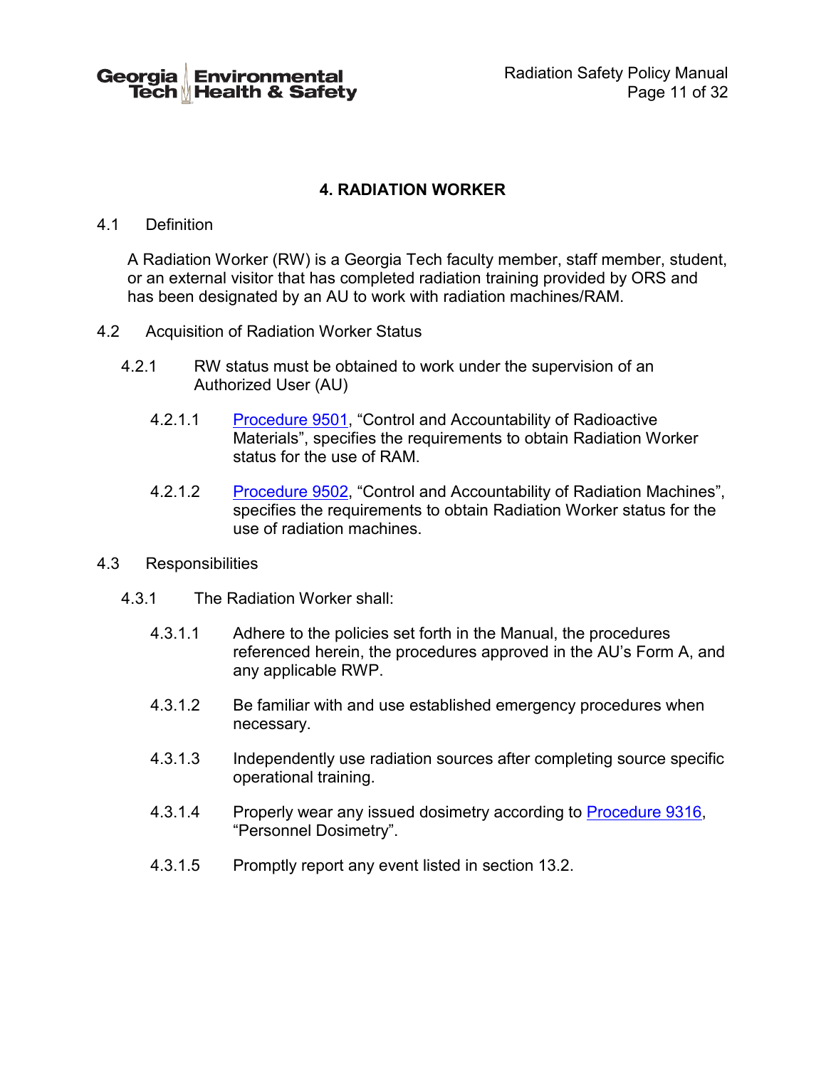# 4. RADIATION WORKER

## 4.1 Definition

A Radiation Worker (RW) is a Georgia Tech faculty member, staff member, student, or an external visitor that has completed radiation training provided by ORS and has been designated by an AU to work with radiation machines/RAM.

## 4.2 Acquisition of Radiation Worker Status

4.2.1 RW status must be obtained to work under the supervision of an Authorized User (AU)

4.2.1.1 Procedure 9501, "Control and Accountability of Radioactive Materials", specifies the requirements to obtain Radiation Worker status for the use of RAM.

4.2.1.2 Procedure 9502, "Control and Accountability of Radiation Machines", specifies the requirements to obtain Radiation Worker status for the use of radiation machines.

## 4.3 Responsibilities

4.3.1 The Radiation Worker shall:

4.3.1.1 Adhere to the policies set forth in the Manual, the procedures referenced herein, the procedures approved in the AU's Form A, and any applicable RWP.

4.3.1.2 Be familiar with and use established emergency procedures when necessary.

4.3.1.3 Independently use radiation sources after completing source specific operational training.

4.3.1.4 Properly wear any issued dosimetry according to Procedure 9316, "Personnel Dosimetry".

4.3.1.5 Promptly report any event listed in section 13.2.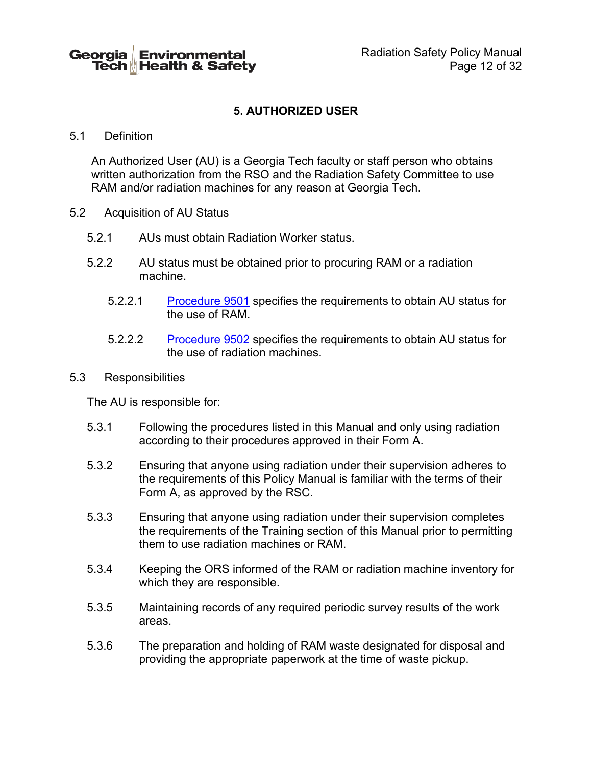## 5. AUTHORIZED USER

5.1 Definition

An Authorized User (AU) is a Georgia Tech faculty or staff person who obtains written authorization from the RSO and the Radiation Safety Committee to use RAM and/or radiation machines for any reason at Georgia Tech.

5.2 Acquisition of AU Status

5.2.1 AUs must obtain Radiation Worker status.

5.2.2 AU status must be obtained prior to procuring RAM or a radiation machine.

5.2.2.1 Procedure 9501 specifies the requirements to obtain AU status for the use of RAM.

5.2.2.2 Procedure 9502 specifies the requirements to obtain AU status for the use of radiation machines.

5.3 Responsibilities

The AU is responsible for:

5.3.1 Following the procedures listed in this Manual and only using radiation according to their procedures approved in their Form A.

5.3.2 Ensuring that anyone using radiation under their supervision adheres to the requirements of this Policy Manual is familiar with the terms of their Form A, as approved by the RSC.

5.3.3 Ensuring that anyone using radiation under their supervision completes the requirements of the Training section of this Manual prior to permitting them to use radiation machines or RAM.

5.3.4 Keeping the ORS informed of the RAM or radiation machine inventory for which they are responsible.

5.3.5 Maintaining records of any required periodic survey results of the work areas.

5.3.6 The preparation and holding of RAM waste designated for disposal and providing the appropriate paperwork at the time of waste pickup.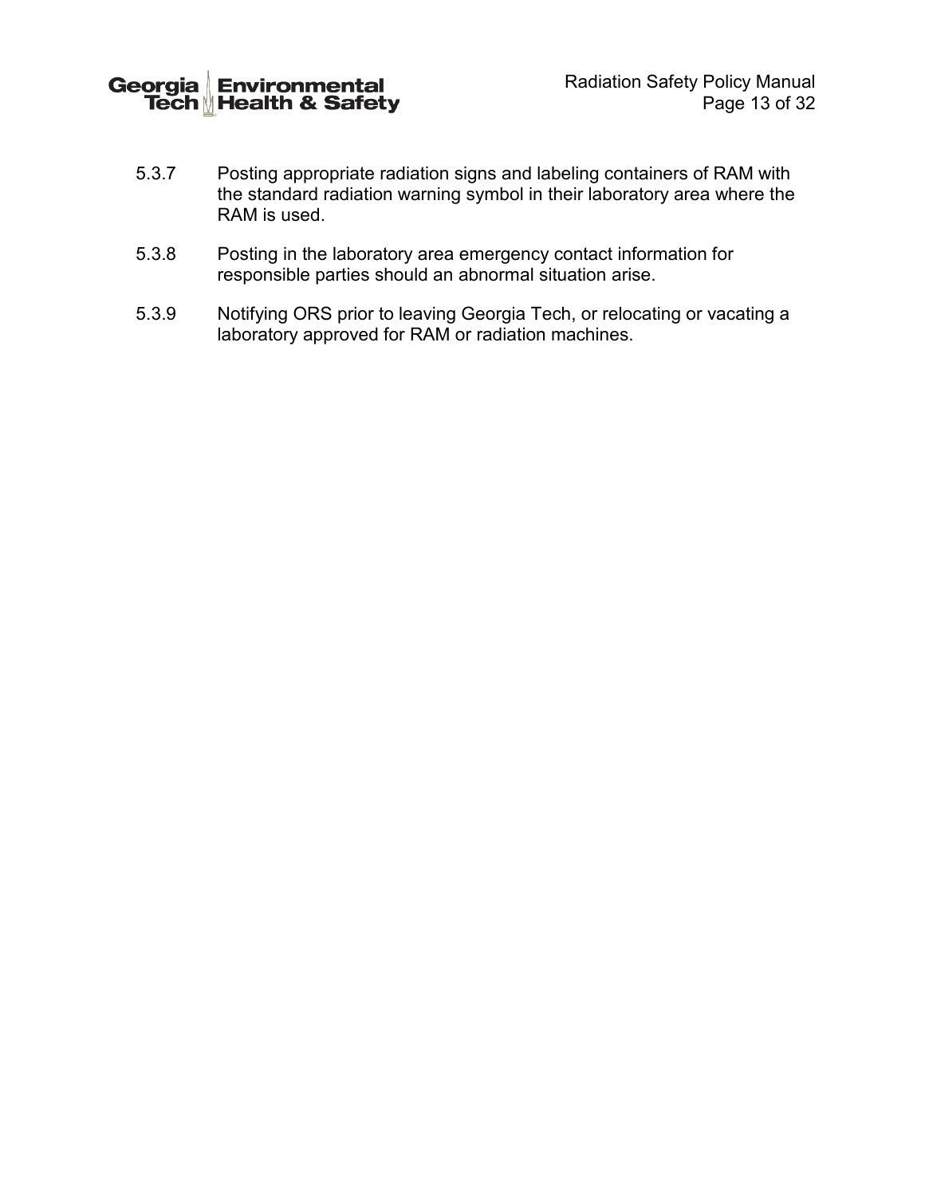5.3.7 Posting appropriate radiation signs and labeling containers of RAM with the standard radiation warning symbol in their laboratory area where the RAM is used.

5.3.8 Posting in the laboratory area emergency contact information for responsible parties should an abnormal situation arise.

5.3.9 Notifying ORS prior to leaving Georgia Tech, or relocating or vacating a laboratory approved for RAM or radiation machines.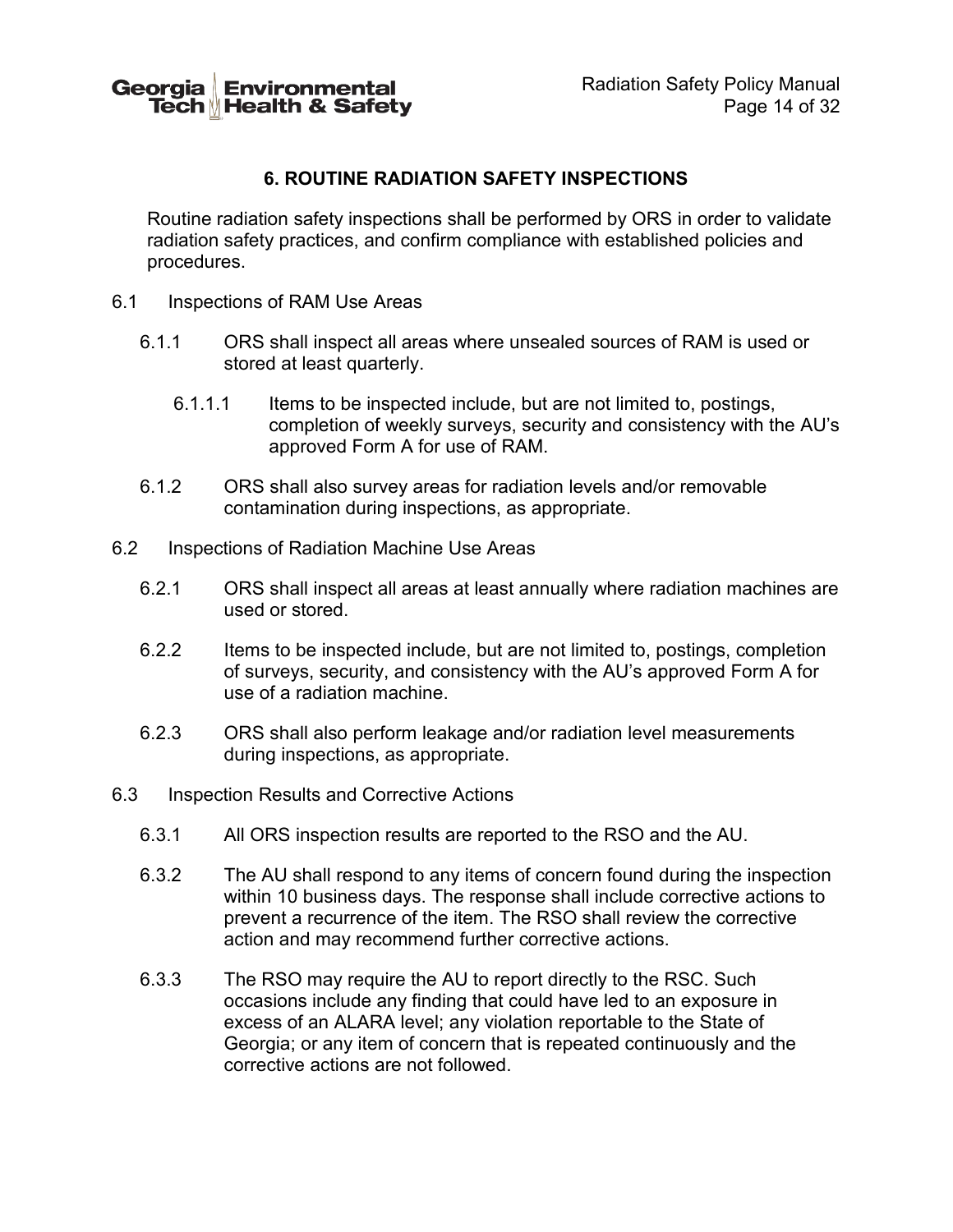## 6. ROUTINE RADIATION SAFETY INSPECTIONS

Routine radiation safety inspections shall be performed by ORS in order to validate radiation safety practices, and confirm compliance with established policies and procedures.

6.1 Inspections of RAM Use Areas

6.1.1 ORS shall inspect all areas where unsealed sources of RAM is used or stored at least quarterly.

6.1.1.1 Items to be inspected include, but are not limited to, postings, completion of weekly surveys, security and consistency with the AU's approved Form A for use of RAM.

6.1.2 ORS shall also survey areas for radiation levels and/or removable contamination during inspections, as appropriate.

6.2 Inspections of Radiation Machine Use Areas

6.2.1 ORS shall inspect all areas at least annually where radiation machines are used or stored.

6.2.2 Items to be inspected include, but are not limited to, postings, completion of surveys, security, and consistency with the AU's approved Form A for use of a radiation machine.

6.2.3 ORS shall also perform leakage and/or radiation level measurements during inspections, as appropriate.

6.3 Inspection Results and Corrective Actions

6.3.1 All ORS inspection results are reported to the RSO and the AU.

6.3.2 The AU shall respond to any items of concern found during the inspection within 10 business days. The response shall include corrective actions to prevent a recurrence of the item. The RSO shall review the corrective action and may recommend further corrective actions.

6.3.3 The RSO may require the AU to report directly to the RSC. Such occasions include any finding that could have led to an exposure in excess of an ALARA level; any violation reportable to the State of Georgia; or any item of concern that is repeated continuously and the corrective actions are not followed.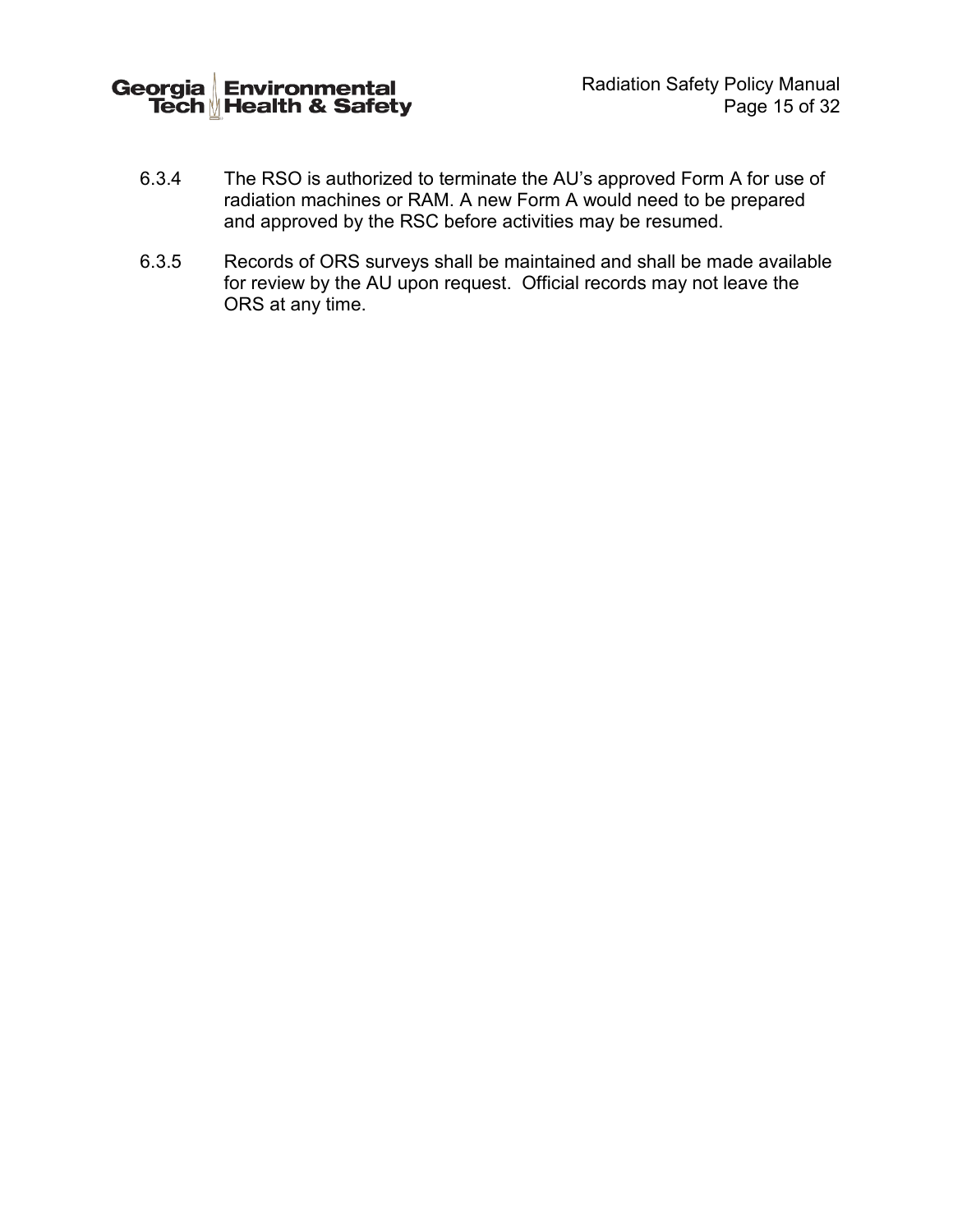6.3.4 The RSO is authorized to terminate the AU's approved Form A for use of radiation machines or RAM. A new Form A would need to be prepared and approved by the RSC before activities may be resumed.

6.3.5 Records of ORS surveys shall be maintained and shall be made available for review by the AU upon request. Official records may not leave the ORS at any time.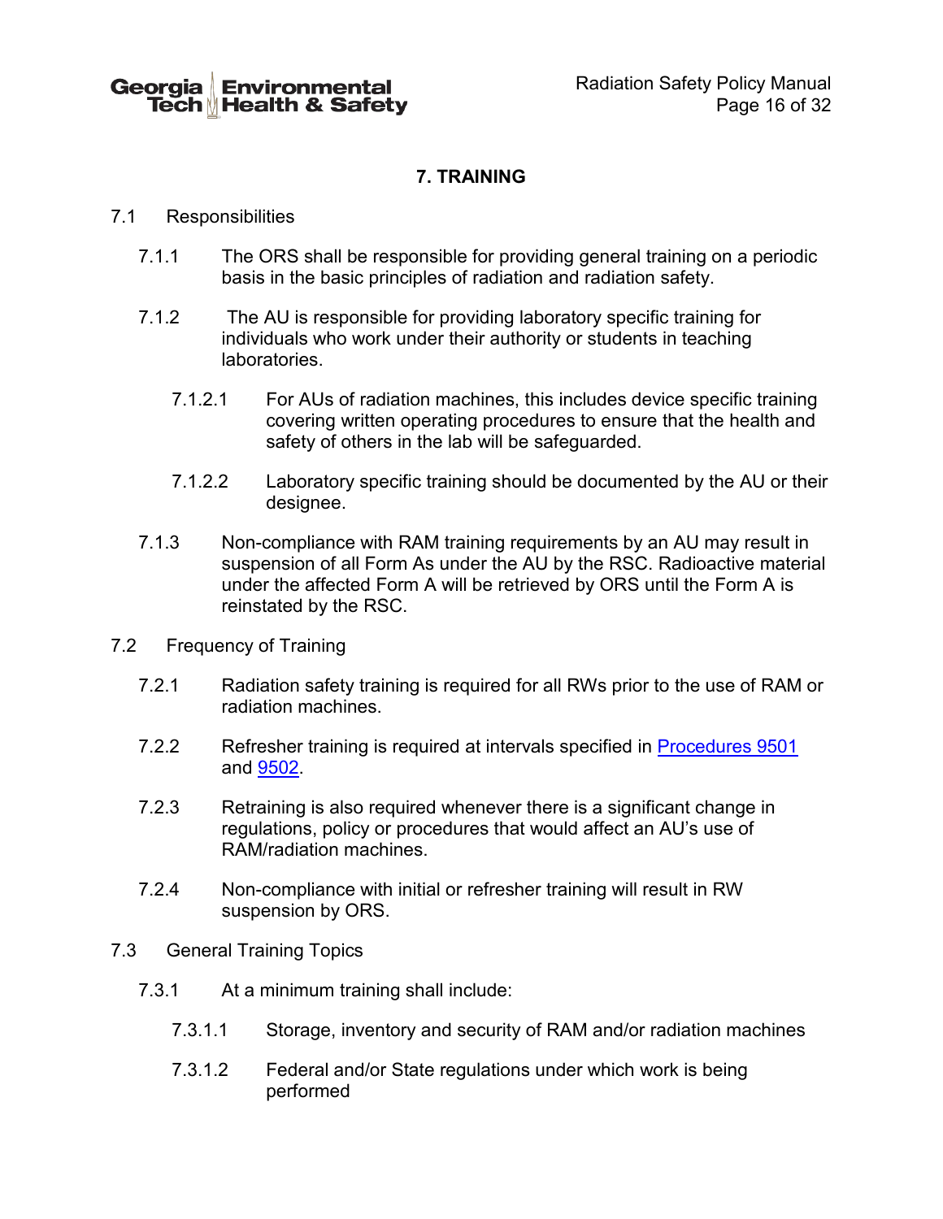## 7. TRAINING

7.1 Responsibilities

7.1.1 The ORS shall be responsible for providing general training on a periodic basis in the basic principles of radiation and radiation safety.

7.1.2 The AU is responsible for providing laboratory specific training for individuals who work under their authority or students in teaching laboratories.

7.1.2.1 For AUs of radiation machines, this includes device specific training covering written operating procedures to ensure that the health and safety of others in the lab will be safeguarded.

7.1.2.2 Laboratory specific training should be documented by the AU or their designee.

7.1.3 Non-compliance with RAM training requirements by an AU may result in suspension of all Form As under the AU by the RSC. Radioactive material under the affected Form A will be retrieved by ORS until the Form A is reinstated by the RSC.

7.2 Frequency of Training

7.2.1 Radiation safety training is required for all RWs prior to the use of RAM or radiation machines.

7.2.2 Refresher training is required at intervals specified in Procedures 9501 and 9502.

7.2.3 Retraining is also required whenever there is a significant change in regulations, policy or procedures that would affect an AU's use of RAM/radiation machines.

7.2.4 Non-compliance with initial or refresher training will result in RW suspension by ORS.

7.3 General Training Topics

7.3.1 At a minimum training shall include:

7.3.1.1 Storage, inventory and security of RAM and/or radiation machines

7.3.1.2 Federal and/or State regulations under which work is being performed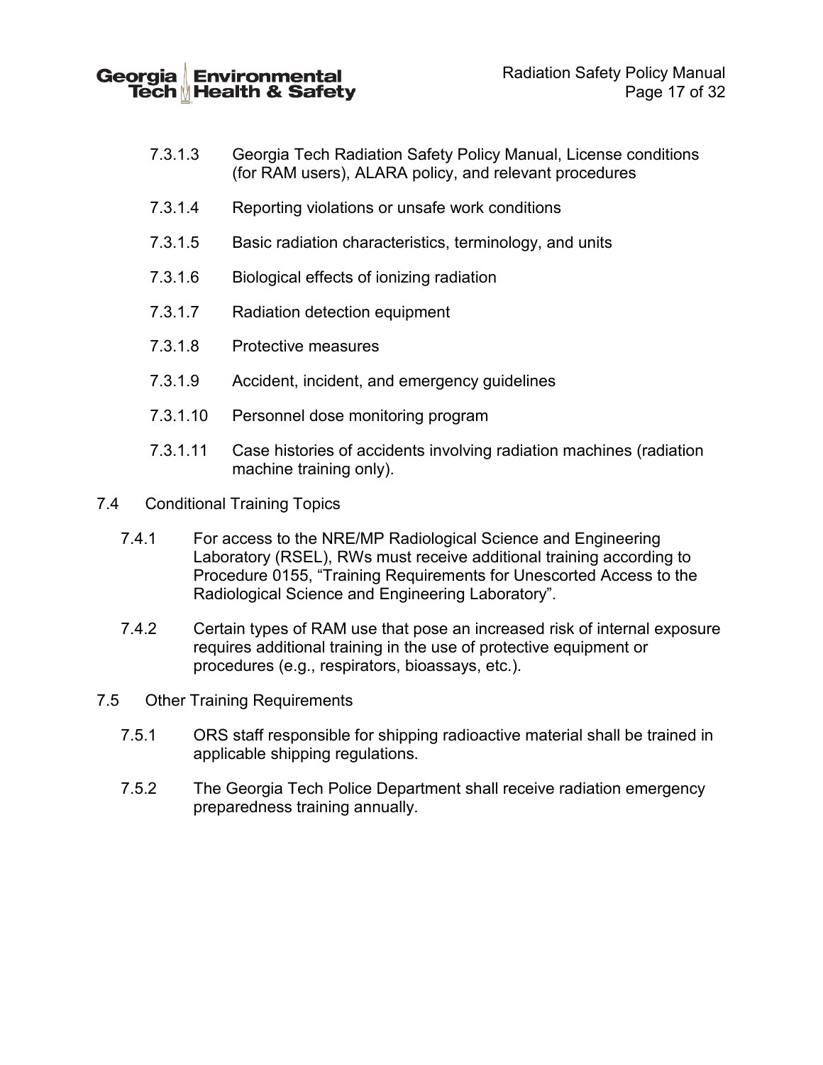7.3.1.3 Georgia Tech Radiation Safety Policy Manual, License conditions (for RAM users), ALARA policy, and relevant procedures

7.3.1.4 Reporting violations or unsafe work conditions

7.3.1.5 Basic radiation characteristics, terminology, and units

7.3.1.6 Biological effects of ionizing radiation

7.3.1.7 Radiation detection equipment

7.3.1.8 Protective measures

7.3.1.9 Accident, incident, and emergency guidelines

7.3.1.10 Personnel dose monitoring program

7.3.1.11 Case histories of accidents involving radiation machines (radiation machine training only).

7.4 Conditional Training Topics

7.4.1 For access to the NRE/MP Radiological Science and Engineering Laboratory (RSEL), RWs must receive additional training according to Procedure 0155, "Training Requirements for Unescorted Access to the Radiological Science and Engineering Laboratory".

7.4.2 Certain types of RAM use that pose an increased risk of internal exposure requires additional training in the use of protective equipment or procedures (e.g., respirators, bioassays, etc.).

7.5 Other Training Requirements

7.5.1 ORS staff responsible for shipping radioactive material shall be trained in applicable shipping regulations.

7.5.2 The Georgia Tech Police Department shall receive radiation emergency preparedness training annually.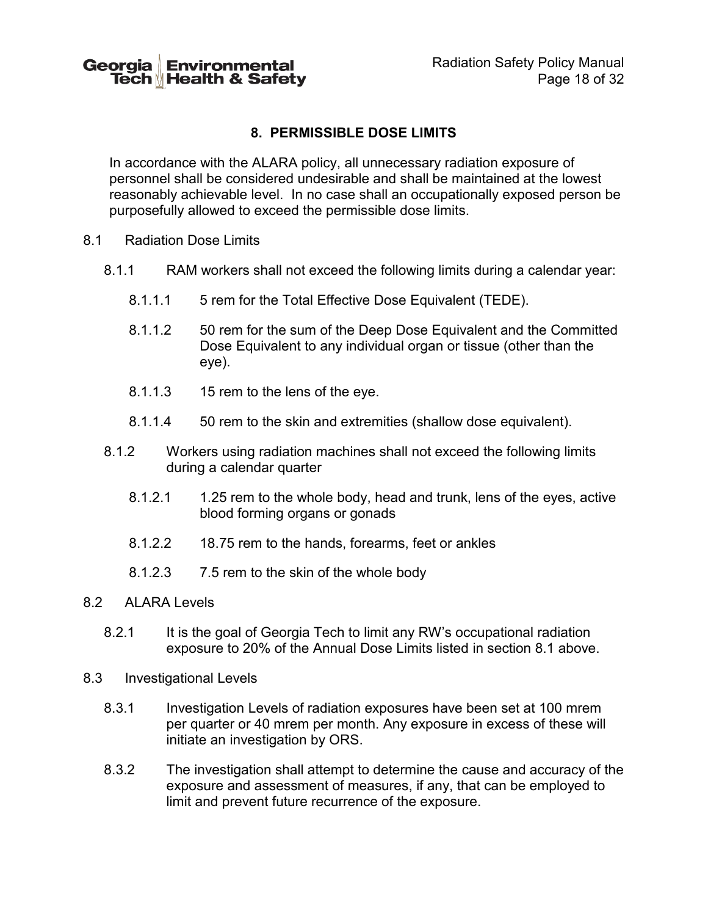## 8. PERMISSIBLE DOSE LIMITS

In accordance with the ALARA policy, all unnecessary radiation exposure of personnel shall be considered undesirable and shall be maintained at the lowest reasonably achievable level. In no case shall an occupationally exposed person be purposefully allowed to exceed the permissible dose limits.

8.1 Radiation Dose Limits

8.1.1 RAM workers shall not exceed the following limits during a calendar year:

8.1.1.1 5 rem for the Total Effective Dose Equivalent (TEDE).

8.1.1.2 50 rem for the sum of the Deep Dose Equivalent and the Committed Dose Equivalent to any individual organ or tissue (other than the eye).

8.1.1.3 15 rem to the lens of the eye.

8.1.1.4 50 rem to the skin and extremities (shallow dose equivalent).

8.1.2 Workers using radiation machines shall not exceed the following limits during a calendar quarter

8.1.2.1 1.25 rem to the whole body, head and trunk, lens of the eyes, active blood forming organs or gonads

8.1.2.2 18.75 rem to the hands, forearms, feet or ankles

8.1.2.3 7.5 rem to the skin of the whole body

8.2 ALARA Levels

8.2.1 It is the goal of Georgia Tech to limit any RW's occupational radiation exposure to 20% of the Annual Dose Limits listed in section 8.1 above.

8.3 Investigational Levels

8.3.1 Investigation Levels of radiation exposures have been set at 100 mrem per quarter or 40 mrem per month. Any exposure in excess of these will initiate an investigation by ORS.

8.3.2 The investigation shall attempt to determine the cause and accuracy of the exposure and assessment of measures, if any, that can be employed to limit and prevent future recurrence of the exposure.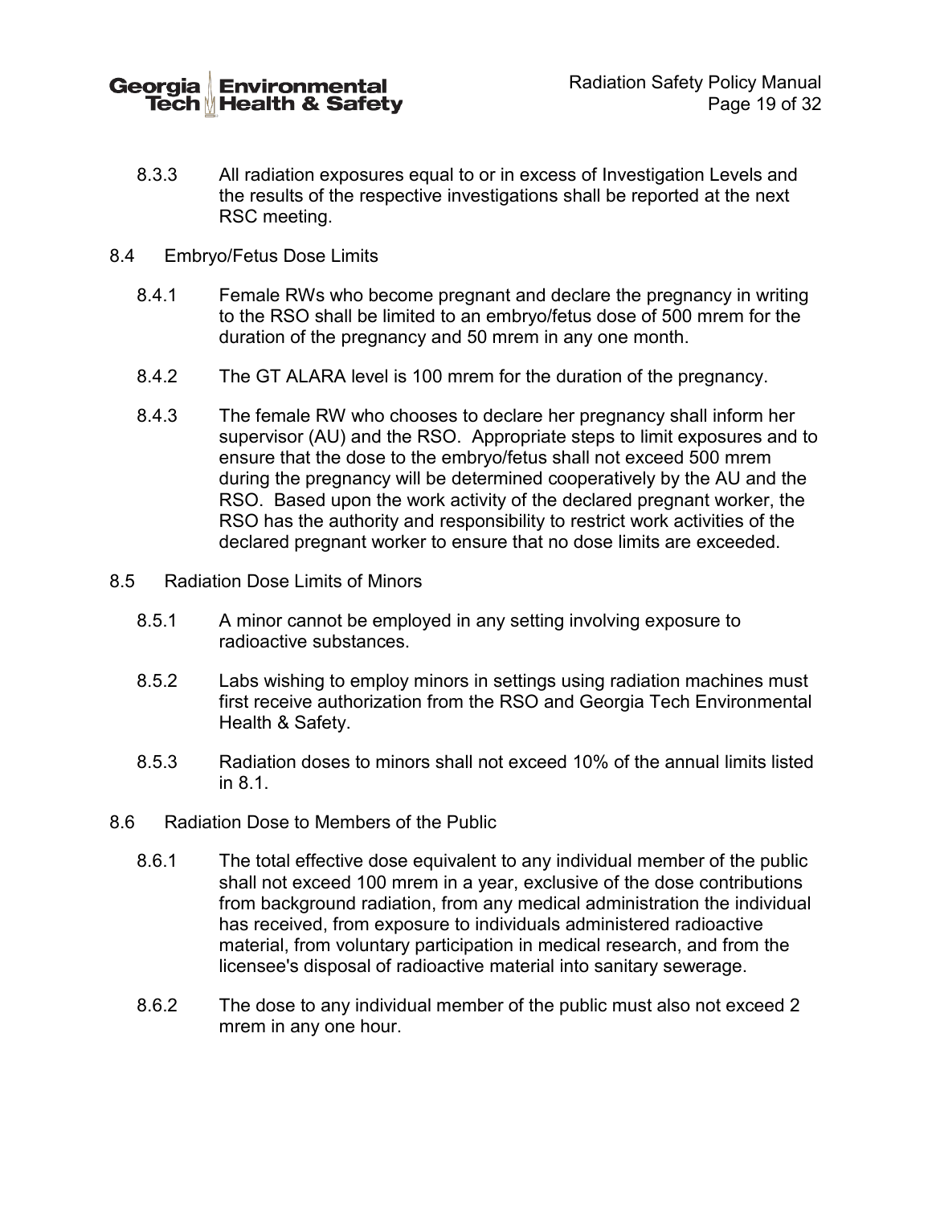8.3.3 All radiation exposures equal to or in excess of Investigation Levels and the results of the respective investigations shall be reported at the next RSC meeting.

## 8.4 Embryo/Fetus Dose Limits

8.4.1 Female RWs who become pregnant and declare the pregnancy in writing to the RSO shall be limited to an embryo/fetus dose of 500 mrem for the duration of the pregnancy and 50 mrem in any one month.

8.4.2 The GT ALARA level is 100 mrem for the duration of the pregnancy.

8.4.3 The female RW who chooses to declare her pregnancy shall inform her supervisor (AU) and the RSO. Appropriate steps to limit exposures and to ensure that the dose to the embryo/fetus shall not exceed 500 mrem during the pregnancy will be determined cooperatively by the AU and the RSO. Based upon the work activity of the declared pregnant worker, the RSO has the authority and responsibility to restrict work activities of the declared pregnant worker to ensure that no dose limits are exceeded.

## 8.5 Radiation Dose Limits of Minors

8.5.1 A minor cannot be employed in any setting involving exposure to radioactive substances.

8.5.2 Labs wishing to employ minors in settings using radiation machines must first receive authorization from the RSO and Georgia Tech Environmental Health & Safety.

8.5.3 Radiation doses to minors shall not exceed 10% of the annual limits listed in 8.1.

## 8.6 Radiation Dose to Members of the Public

8.6.1 The total effective dose equivalent to any individual member of the public shall not exceed 100 mrem in a year, exclusive of the dose contributions from background radiation, from any medical administration the individual has received, from exposure to individuals administered radioactive material, from voluntary participation in medical research, and from the licensee's disposal of radioactive material into sanitary sewerage.

8.6.2 The dose to any individual member of the public must also not exceed 2 mrem in any one hour.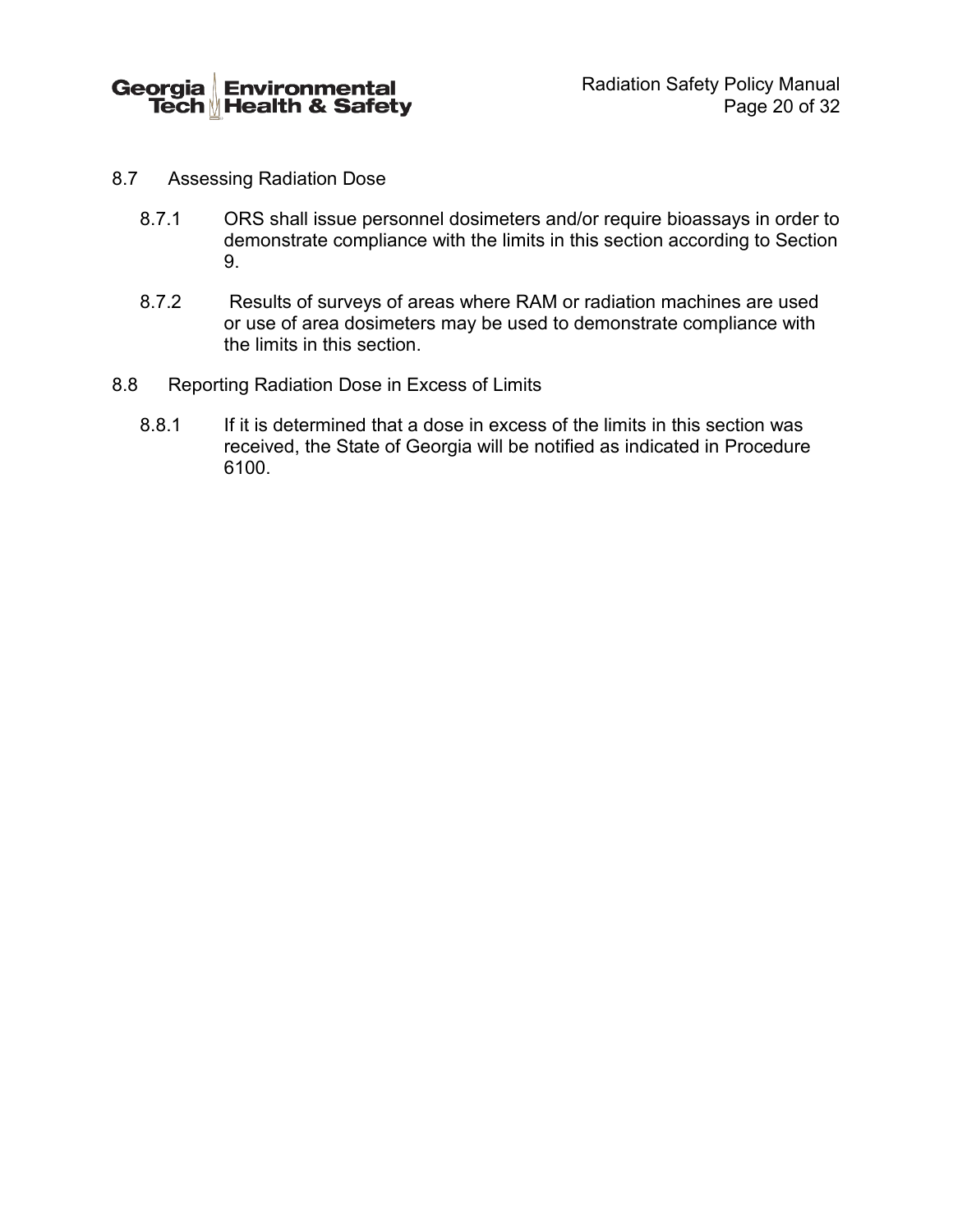## 8.7 Assessing Radiation Dose

8.7.1 ORS shall issue personnel dosimeters and/or require bioassays in order to demonstrate compliance with the limits in this section according to Section 9.

8.7.2 Results of surveys of areas where RAM or radiation machines are used or use of area dosimeters may be used to demonstrate compliance with the limits in this section.

## 8.8 Reporting Radiation Dose in Excess of Limits

8.8.1 If it is determined that a dose in excess of the limits in this section was received, the State of Georgia will be notified as indicated in Procedure 6100.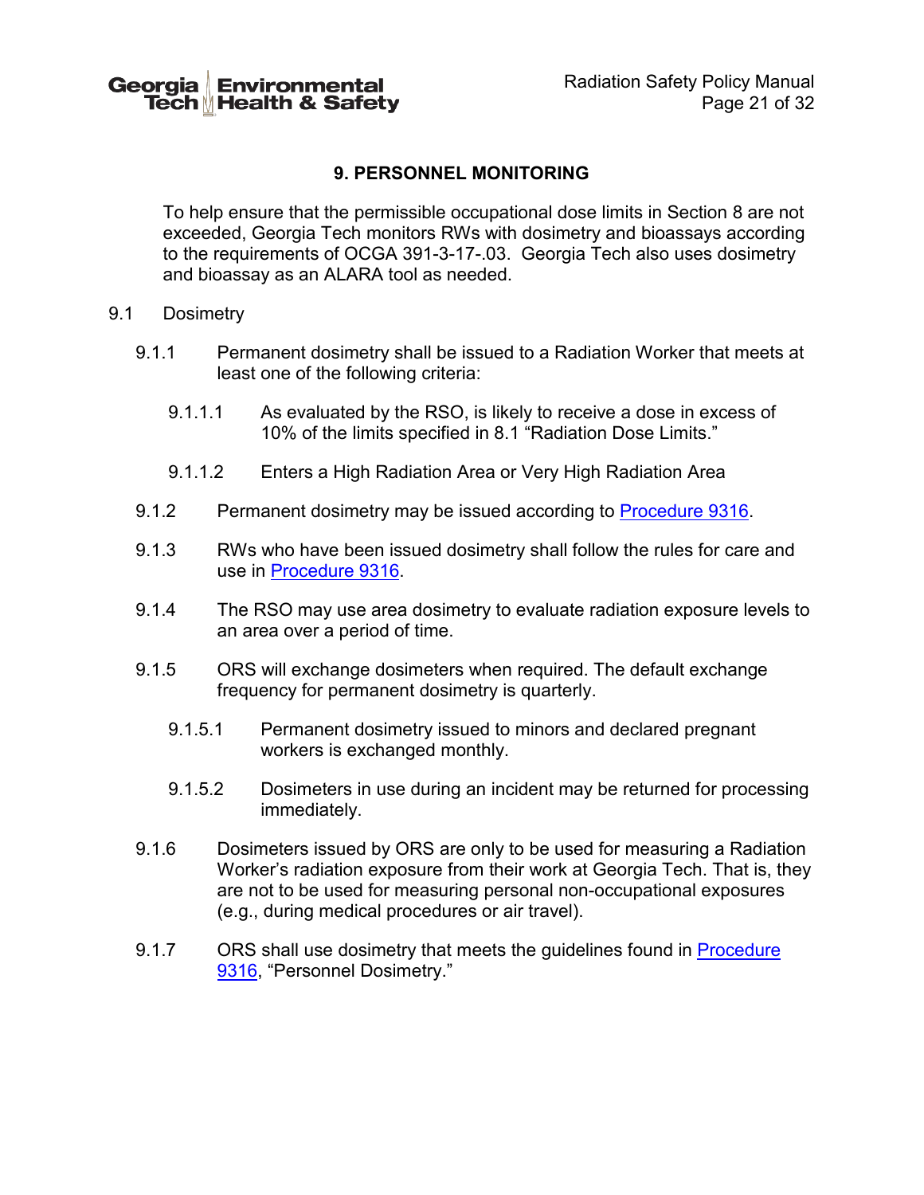# 9. PERSONNEL MONITORING

To help ensure that the permissible occupational dose limits in Section 8 are not exceeded, Georgia Tech monitors RWs with dosimetry and bioassays according to the requirements of OCGA 391-3-17-.03. Georgia Tech also uses dosimetry and bioassay as an ALARA tool as needed.

## 9.1 Dosimetry

9.1.1 Permanent dosimetry shall be issued to a Radiation Worker that meets at least one of the following criteria:

9.1.1.1 As evaluated by the RSO, is likely to receive a dose in excess of 10% of the limits specified in 8.1 "Radiation Dose Limits."

9.1.1.2 Enters a High Radiation Area or Very High Radiation Area

9.1.2 Permanent dosimetry may be issued according to Procedure 9316.

9.1.3 RWs who have been issued dosimetry shall follow the rules for care and use in Procedure 9316.

9.1.4 The RSO may use area dosimetry to evaluate radiation exposure levels to an area over a period of time.

9.1.5 ORS will exchange dosimeters when required. The default exchange frequency for permanent dosimetry is quarterly.

9.1.5.1 Permanent dosimetry issued to minors and declared pregnant workers is exchanged monthly.

9.1.5.2 Dosimeters in use during an incident may be returned for processing immediately.

9.1.6 Dosimeters issued by ORS are only to be used for measuring a Radiation Worker's radiation exposure from their work at Georgia Tech. That is, they are not to be used for measuring personal non-occupational exposures (e.g., during medical procedures or air travel).

9.1.7 ORS shall use dosimetry that meets the guidelines found in Procedure 9316, "Personnel Dosimetry."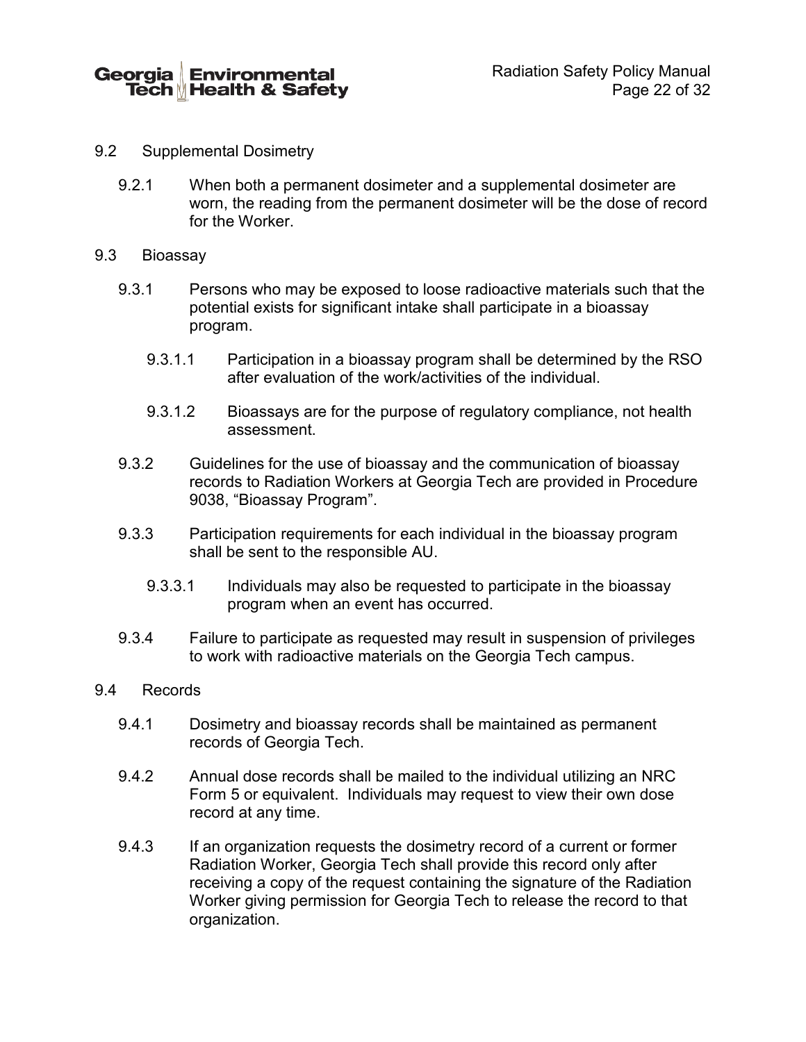## 9.2 Supplemental Dosimetry

9.2.1 When both a permanent dosimeter and a supplemental dosimeter are worn, the reading from the permanent dosimeter will be the dose of record for the Worker.

## 9.3 Bioassay

9.3.1 Persons who may be exposed to loose radioactive materials such that the potential exists for significant intake shall participate in a bioassay program.

9.3.1.1 Participation in a bioassay program shall be determined by the RSO after evaluation of the work/activities of the individual.

9.3.1.2 Bioassays are for the purpose of regulatory compliance, not health assessment.

9.3.2 Guidelines for the use of bioassay and the communication of bioassay records to Radiation Workers at Georgia Tech are provided in Procedure 9038, "Bioassay Program".

9.3.3 Participation requirements for each individual in the bioassay program shall be sent to the responsible AU.

9.3.3.1 Individuals may also be requested to participate in the bioassay program when an event has occurred.

9.3.4 Failure to participate as requested may result in suspension of privileges to work with radioactive materials on the Georgia Tech campus.

## 9.4 Records

9.4.1 Dosimetry and bioassay records shall be maintained as permanent records of Georgia Tech.

9.4.2 Annual dose records shall be mailed to the individual utilizing an NRC Form 5 or equivalent. Individuals may request to view their own dose record at any time.

9.4.3 If an organization requests the dosimetry record of a current or former Radiation Worker, Georgia Tech shall provide this record only after receiving a copy of the request containing the signature of the Radiation Worker giving permission for Georgia Tech to release the record to that organization.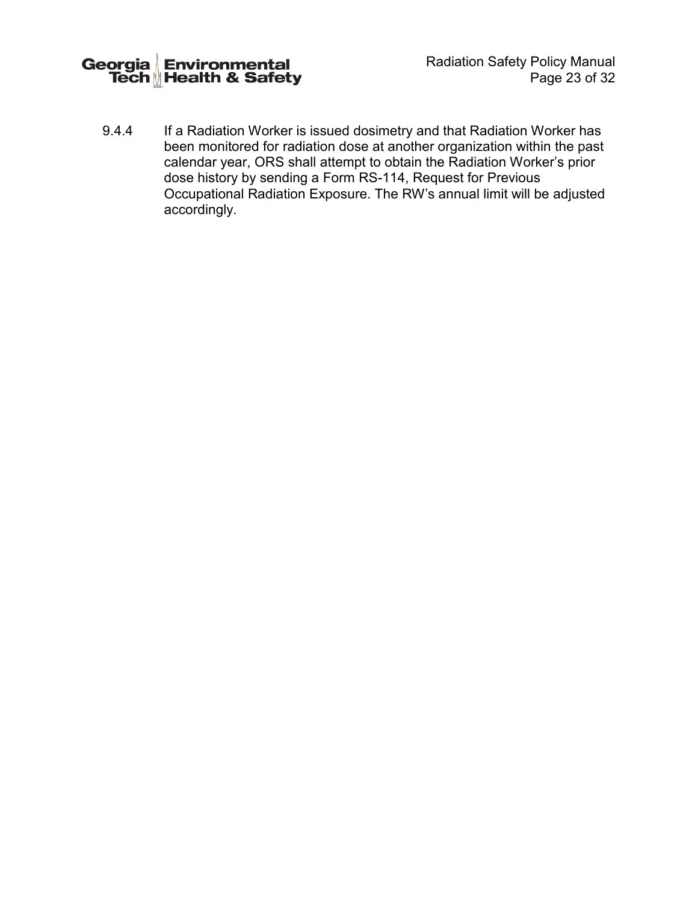9.4.4 If a Radiation Worker is issued dosimetry and that Radiation Worker has been monitored for radiation dose at another organization within the past calendar year, ORS shall attempt to obtain the Radiation Worker's prior dose history by sending a Form RS-114, Request for Previous Occupational Radiation Exposure. The RW's annual limit will be adjusted accordingly.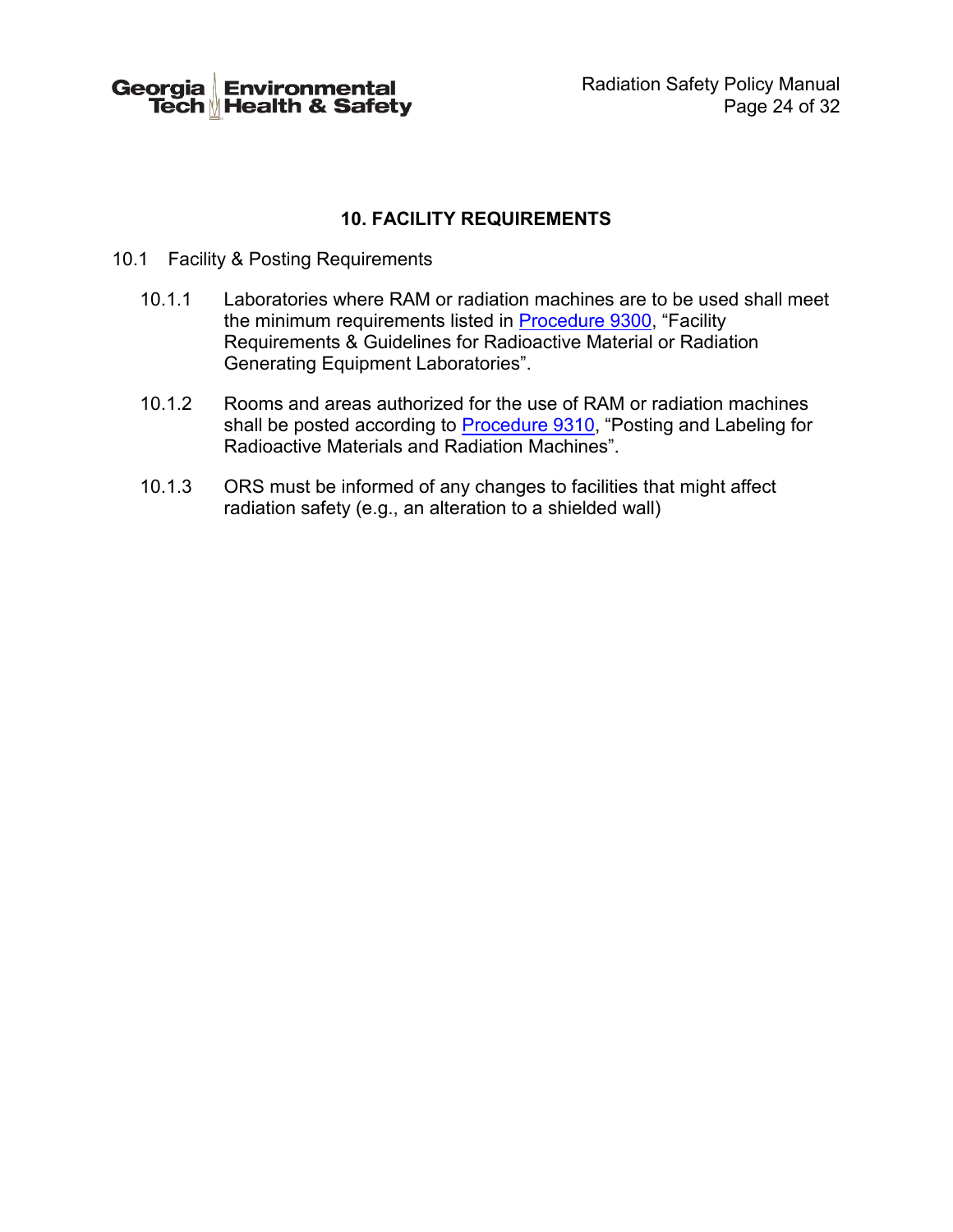## 10. FACILITY REQUIREMENTS

10.1 Facility & Posting Requirements

10.1.1 Laboratories where RAM or radiation machines are to be used shall meet the minimum requirements listed in Procedure 9300, "Facility Requirements & Guidelines for Radioactive Material or Radiation Generating Equipment Laboratories".

10.1.2 Rooms and areas authorized for the use of RAM or radiation machines shall be posted according to Procedure 9310, "Posting and Labeling for Radioactive Materials and Radiation Machines".

10.1.3 ORS must be informed of any changes to facilities that might affect radiation safety (e.g., an alteration to a shielded wall)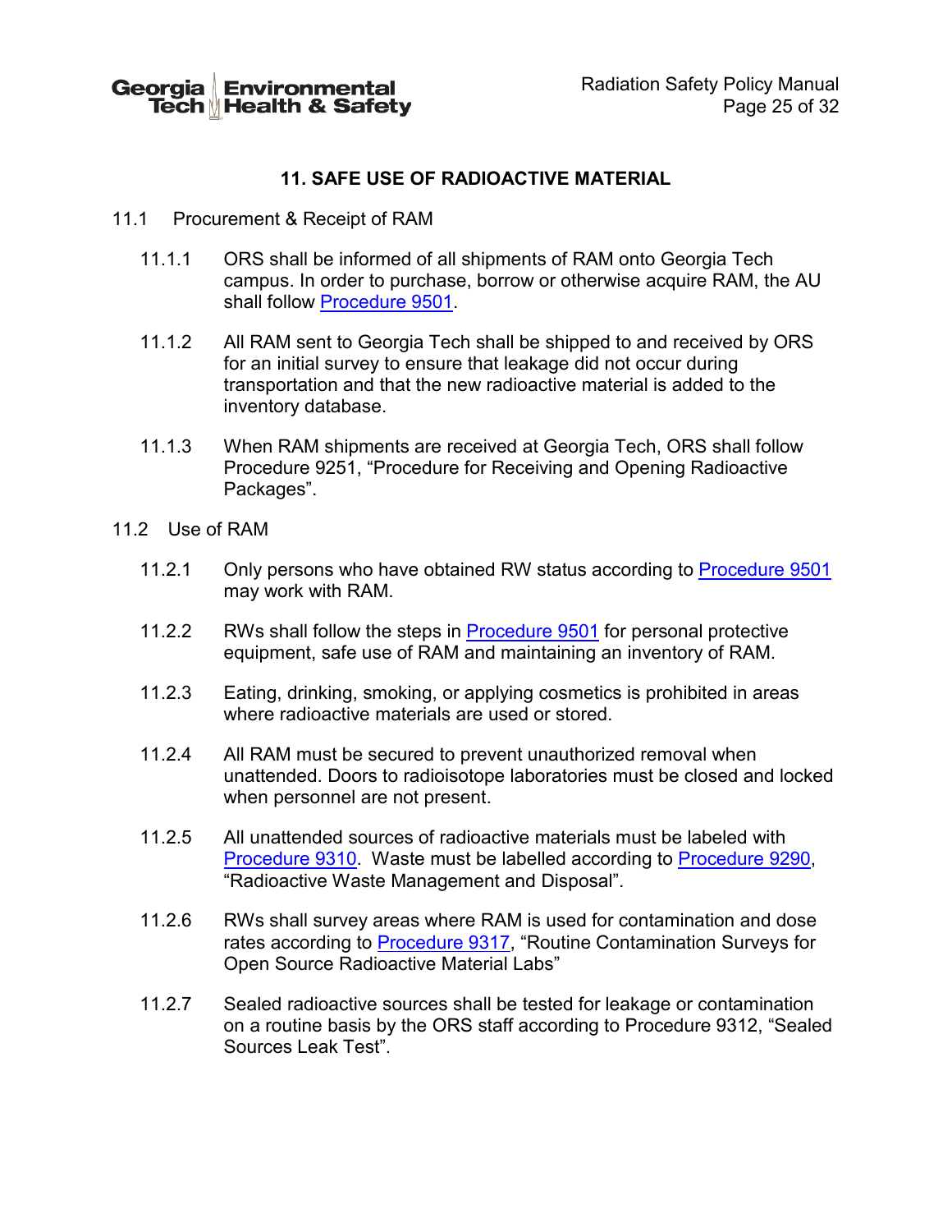## 11. SAFE USE OF RADIOACTIVE MATERIAL

### 11.1 Procurement & Receipt of RAM

11.1.1 ORS shall be informed of all shipments of RAM onto Georgia Tech campus. In order to purchase, borrow or otherwise acquire RAM, the AU shall follow Procedure 9501.

11.1.2 All RAM sent to Georgia Tech shall be shipped to and received by ORS for an initial survey to ensure that leakage did not occur during transportation and that the new radioactive material is added to the inventory database.

11.1.3 When RAM shipments are received at Georgia Tech, ORS shall follow Procedure 9251, "Procedure for Receiving and Opening Radioactive Packages".

### 11.2 Use of RAM

11.2.1 Only persons who have obtained RW status according to Procedure 9501 may work with RAM.

11.2.2 RWs shall follow the steps in Procedure 9501 for personal protective equipment, safe use of RAM and maintaining an inventory of RAM.

11.2.3 Eating, drinking, smoking, or applying cosmetics is prohibited in areas where radioactive materials are used or stored.

11.2.4 All RAM must be secured to prevent unauthorized removal when unattended. Doors to radioisotope laboratories must be closed and locked when personnel are not present.

11.2.5 All unattended sources of radioactive materials must be labeled with Procedure 9310. Waste must be labelled according to Procedure 9290, "Radioactive Waste Management and Disposal".

11.2.6 RWs shall survey areas where RAM is used for contamination and dose rates according to Procedure 9317, "Routine Contamination Surveys for Open Source Radioactive Material Labs"

11.2.7 Sealed radioactive sources shall be tested for leakage or contamination on a routine basis by the ORS staff according to Procedure 9312, "Sealed Sources Leak Test".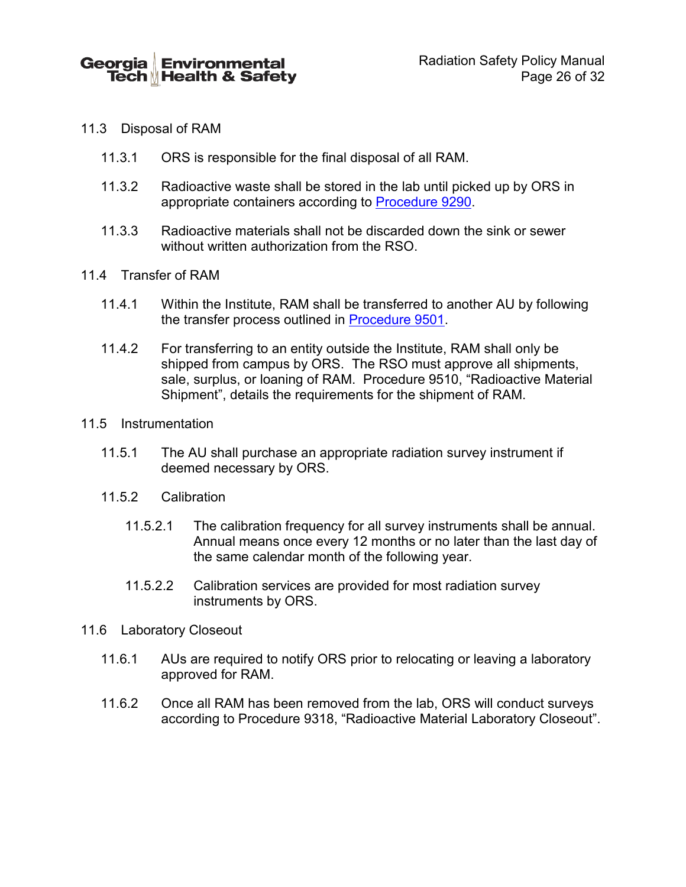## 11.3 Disposal of RAM

11.3.1 ORS is responsible for the final disposal of all RAM.

11.3.2 Radioactive waste shall be stored in the lab until picked up by ORS in appropriate containers according to Procedure 9290.

11.3.3 Radioactive materials shall not be discarded down the sink or sewer without written authorization from the RSO.

## 11.4 Transfer of RAM

11.4.1 Within the Institute, RAM shall be transferred to another AU by following the transfer process outlined in Procedure 9501.

11.4.2 For transferring to an entity outside the Institute, RAM shall only be shipped from campus by ORS. The RSO must approve all shipments, sale, surplus, or loaning of RAM. Procedure 9510, "Radioactive Material Shipment", details the requirements for the shipment of RAM.

## 11.5 Instrumentation

11.5.1 The AU shall purchase an appropriate radiation survey instrument if deemed necessary by ORS.

11.5.2 Calibration

11.5.2.1 The calibration frequency for all survey instruments shall be annual. Annual means once every 12 months or no later than the last day of the same calendar month of the following year.

11.5.2.2 Calibration services are provided for most radiation survey instruments by ORS.

## 11.6 Laboratory Closeout

11.6.1 AUs are required to notify ORS prior to relocating or leaving a laboratory approved for RAM.

11.6.2 Once all RAM has been removed from the lab, ORS will conduct surveys according to Procedure 9318, "Radioactive Material Laboratory Closeout".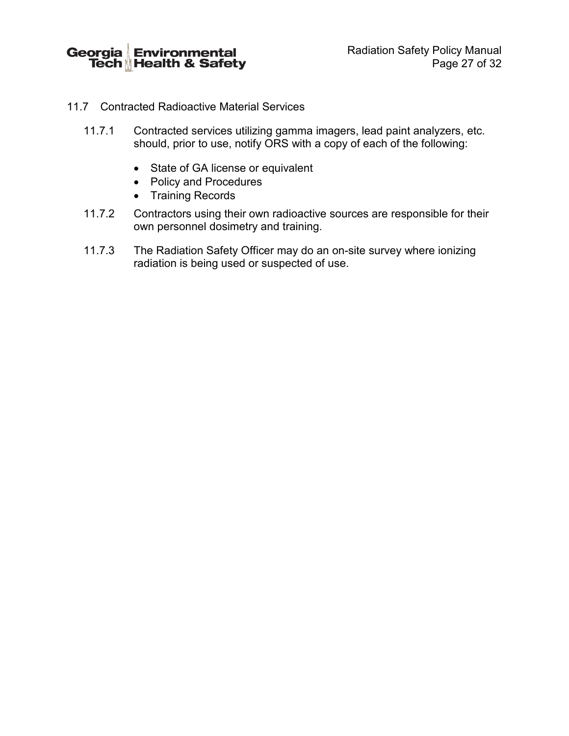## 11.7 Contracted Radioactive Material Services

11.7.1 Contracted services utilizing gamma imagers, lead paint analyzers, etc. should, prior to use, notify ORS with a copy of each of the following:

- State of GA license or equivalent
- Policy and Procedures
- Training Records

11.7.2 Contractors using their own radioactive sources are responsible for their own personnel dosimetry and training.

11.7.3 The Radiation Safety Officer may do an on-site survey where ionizing radiation is being used or suspected of use.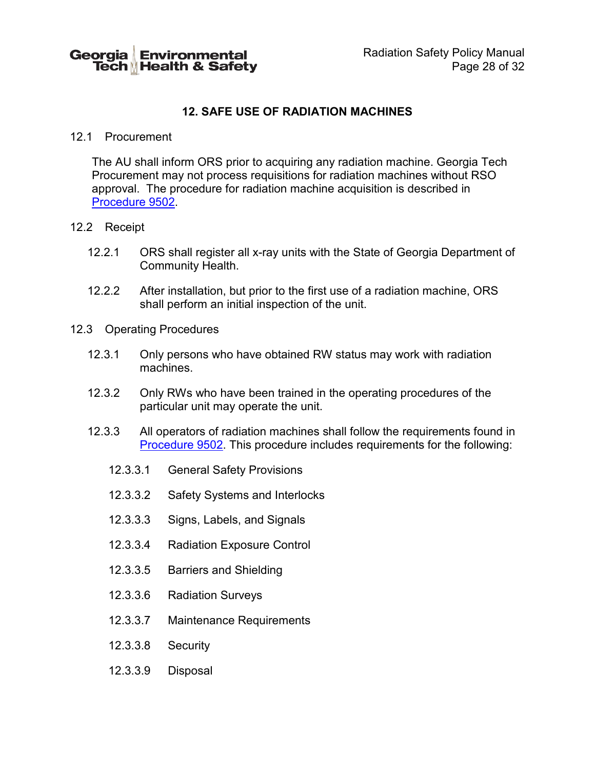## 12. SAFE USE OF RADIATION MACHINES

12.1 Procurement

The AU shall inform ORS prior to acquiring any radiation machine. Georgia Tech Procurement may not process requisitions for radiation machines without RSO approval. The procedure for radiation machine acquisition is described in [Procedure 9502](Procedure 9502).

12.2 Receipt

12.2.1 ORS shall register all x-ray units with the State of Georgia Department of Community Health.

12.2.2 After installation, but prior to the first use of a radiation machine, ORS shall perform an initial inspection of the unit.

12.3 Operating Procedures

12.3.1 Only persons who have obtained RW status may work with radiation machines.

12.3.2 Only RWs who have been trained in the operating procedures of the particular unit may operate the unit.

12.3.3 All operators of radiation machines shall follow the requirements found in [Procedure 9502](Procedure 9502). This procedure includes requirements for the following:

12.3.3.1 General Safety Provisions

12.3.3.2 Safety Systems and Interlocks

12.3.3.3 Signs, Labels, and Signals

12.3.3.4 Radiation Exposure Control

12.3.3.5 Barriers and Shielding

12.3.3.6 Radiation Surveys

12.3.3.7 Maintenance Requirements

12.3.3.8 Security

12.3.3.9 Disposal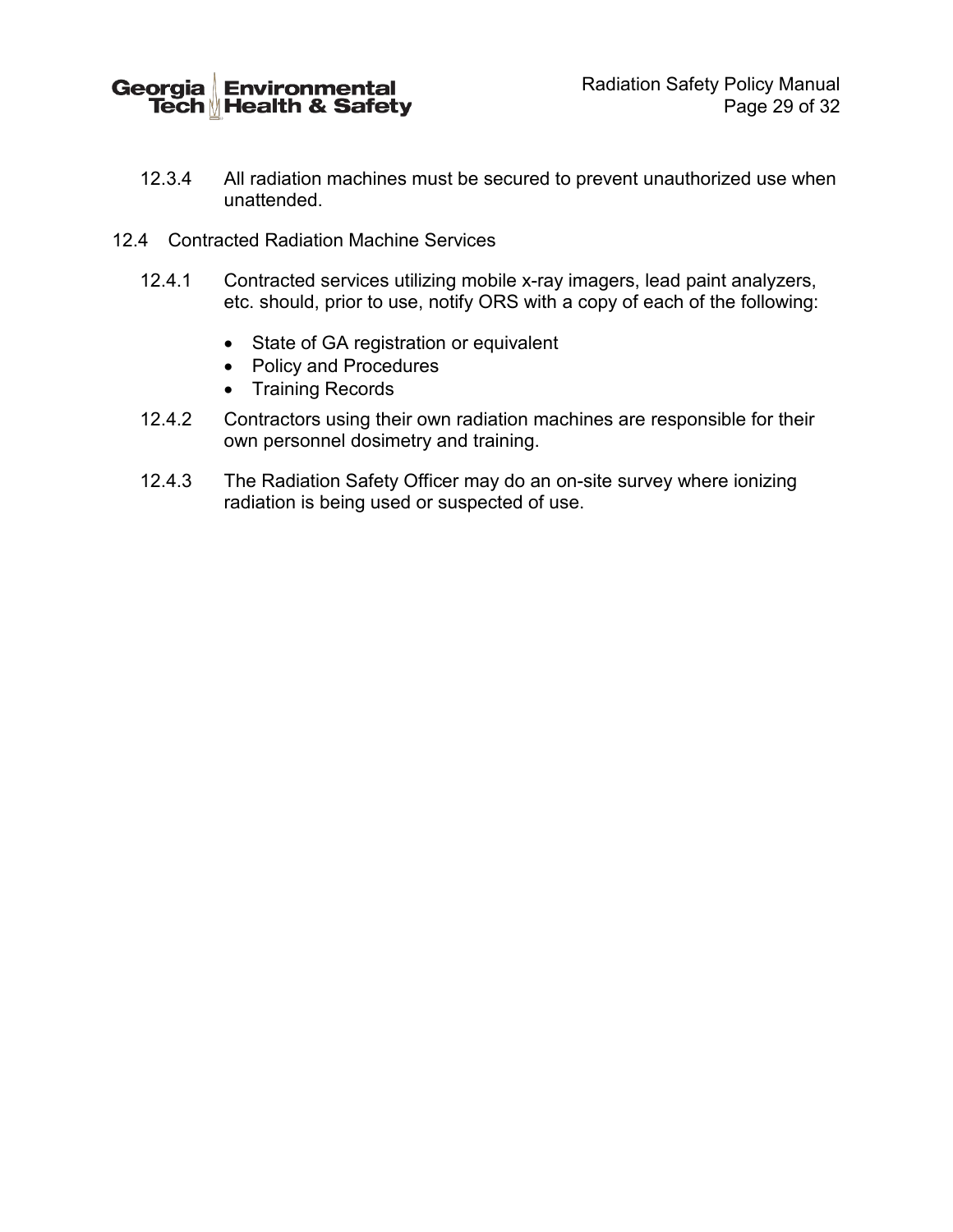12.3.4 All radiation machines must be secured to prevent unauthorized use when unattended.

## 12.4 Contracted Radiation Machine Services

12.4.1 Contracted services utilizing mobile x-ray imagers, lead paint analyzers, etc. should, prior to use, notify ORS with a copy of each of the following:

- State of GA registration or equivalent
- Policy and Procedures
- Training Records

12.4.2 Contractors using their own radiation machines are responsible for their own personnel dosimetry and training.

12.4.3 The Radiation Safety Officer may do an on-site survey where ionizing radiation is being used or suspected of use.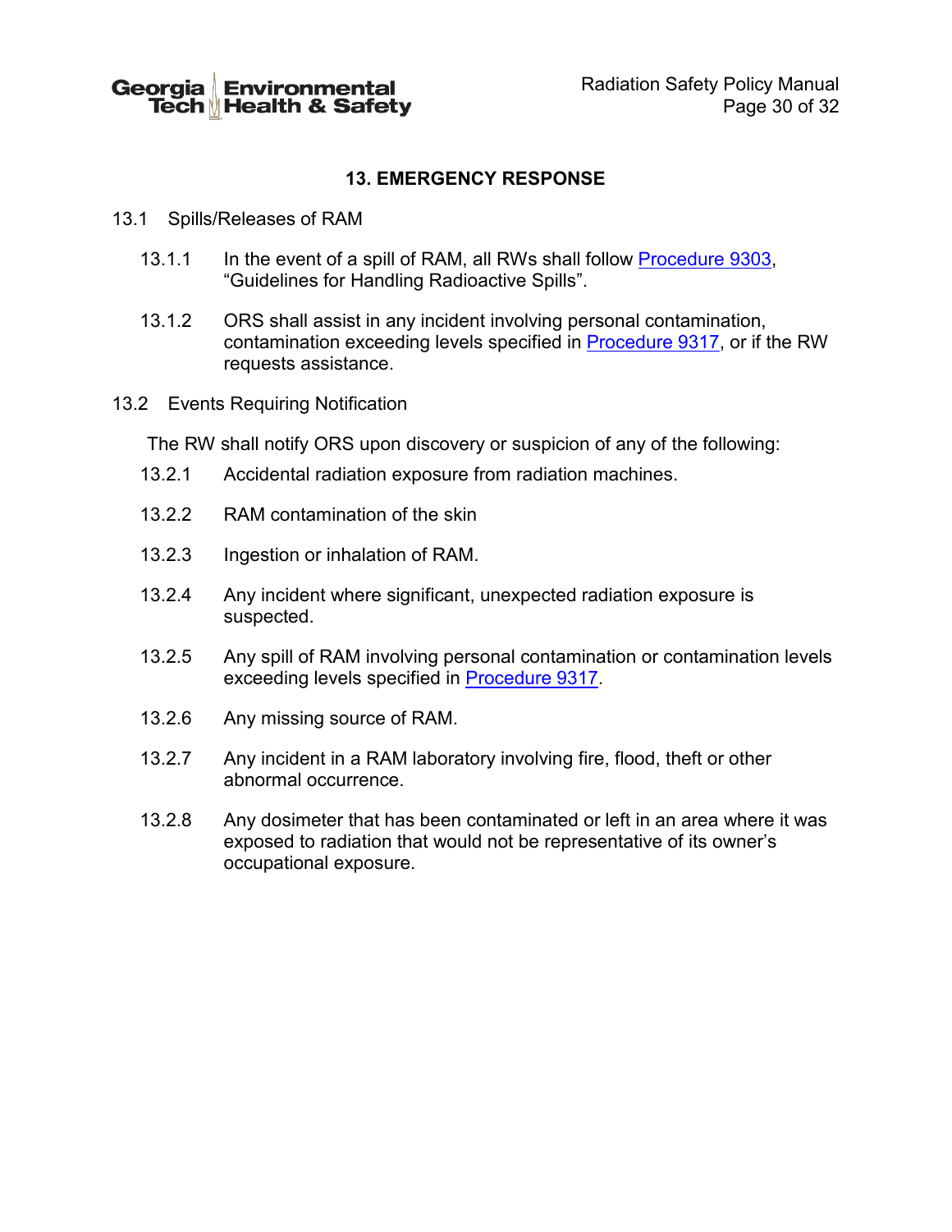## 13. EMERGENCY RESPONSE

13.1 Spills/Releases of RAM

13.1.1 In the event of a spill of RAM, all RWs shall follow Procedure 9303, “Guidelines for Handling Radioactive Spills”.

13.1.2 ORS shall assist in any incident involving personal contamination, contamination exceeding levels specified in Procedure 9317, or if the RW requests assistance.

13.2 Events Requiring Notification

The RW shall notify ORS upon discovery or suspicion of any of the following:

13.2.1 Accidental radiation exposure from radiation machines.

13.2.2 RAM contamination of the skin

13.2.3 Ingestion or inhalation of RAM.

13.2.4 Any incident where significant, unexpected radiation exposure is suspected.

13.2.5 Any spill of RAM involving personal contamination or contamination levels exceeding levels specified in Procedure 9317.

13.2.6 Any missing source of RAM.

13.2.7 Any incident in a RAM laboratory involving fire, flood, theft or other abnormal occurrence.

13.2.8 Any dosimeter that has been contaminated or left in an area where it was exposed to radiation that would not be representative of its owner’s occupational exposure.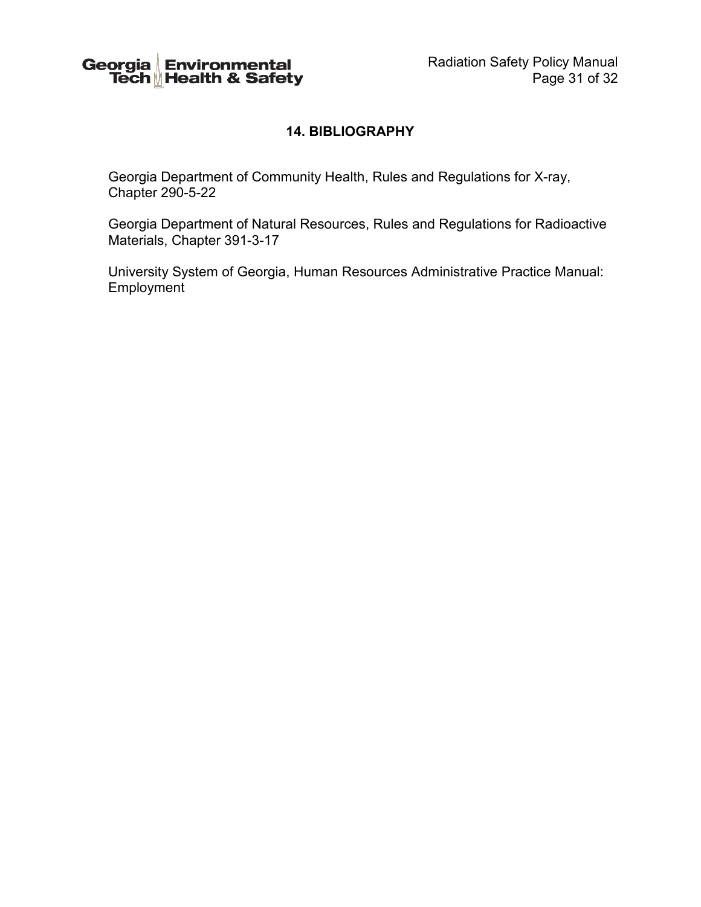## 14. BIBLIOGRAPHY

Georgia Department of Community Health, Rules and Regulations for X-ray, Chapter 290-5-22

Georgia Department of Natural Resources, Rules and Regulations for Radioactive Materials, Chapter 391-3-17

University System of Georgia, Human Resources Administrative Practice Manual: Employment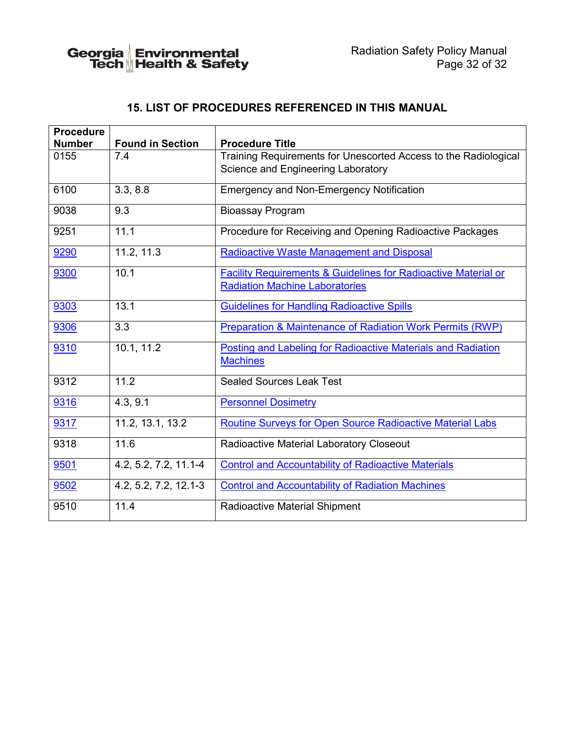## 15. LIST OF PROCEDURES REFERENCED IN THIS MANUAL

| Procedure Number | Found in Section | Procedure Title |
|---|---|---|
| 0155 | 7.4 | Training Requirements for Unescorted Access to the Radiological Science and Engineering Laboratory |
| 6100 | 3.3, 8.8 | Emergency and Non-Emergency Notification |
| 9038 | 9.3 | Bioassay Program |
| 9251 | 11.1 | Procedure for Receiving and Opening Radioactive Packages |
| 9290 | 11.2, 11.3 | Radioactive Waste Management and Disposal |
| 9300 | 10.1 | Facility Requirements & Guidelines for Radioactive Material or Radiation Machine Laboratories |
| 9303 | 13.1 | Guidelines for Handling Radioactive Spills |
| 9306 | 3.3 | Preparation & Maintenance of Radiation Work Permits (RWP) |
| 9310 | 10.1, 11.2 | Posting and Labeling for Radioactive Materials and Radiation Machines |
| 9312 | 11.2 | Sealed Sources Leak Test |
| 9316 | 4.3, 9.1 | Personnel Dosimetry |
| 9317 | 11.2, 13.1, 13.2 | Routine Surveys for Open Source Radioactive Material Labs |
| 9318 | 11.6 | Radioactive Material Laboratory Closeout |
| 9501 | 4.2, 5.2, 7.2, 11.1-4 | Control and Accountability of Radioactive Materials |
| 9502 | 4.2, 5.2, 7.2, 12.1-3 | Control and Accountability of Radiation Machines |
| 9510 | 11.4 | Radioactive Material Shipment |